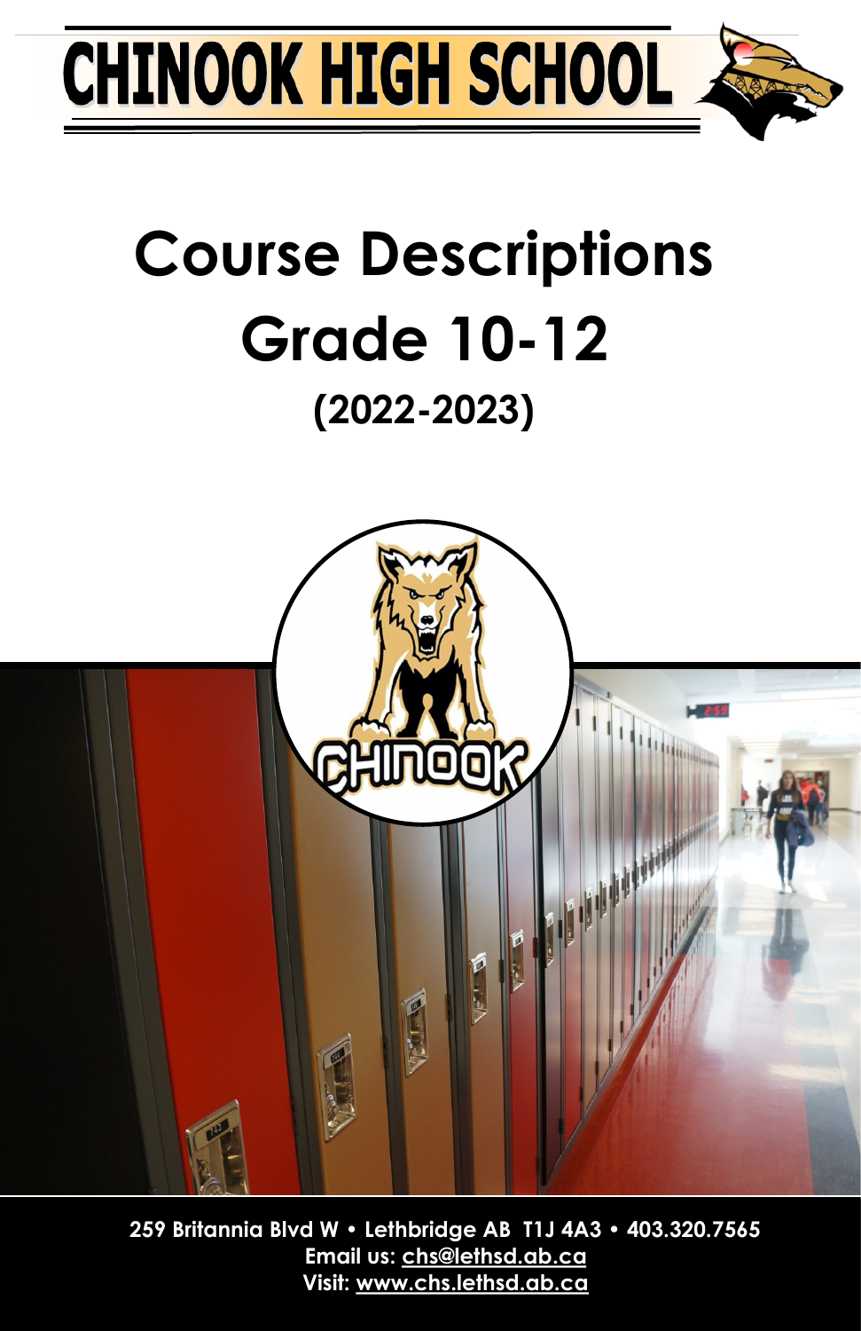# CHINOOK HIGH SCHOOL

# Course Descriptions
# Grade 10-12
## (2022-2023)

**259 Britannia Blvd W • Lethbridge AB T1J 4A3 • 403.320.7565**
**Email us: chs@lethsd.ab.ca**
**Visit: www.chs.lethsd.ab.ca**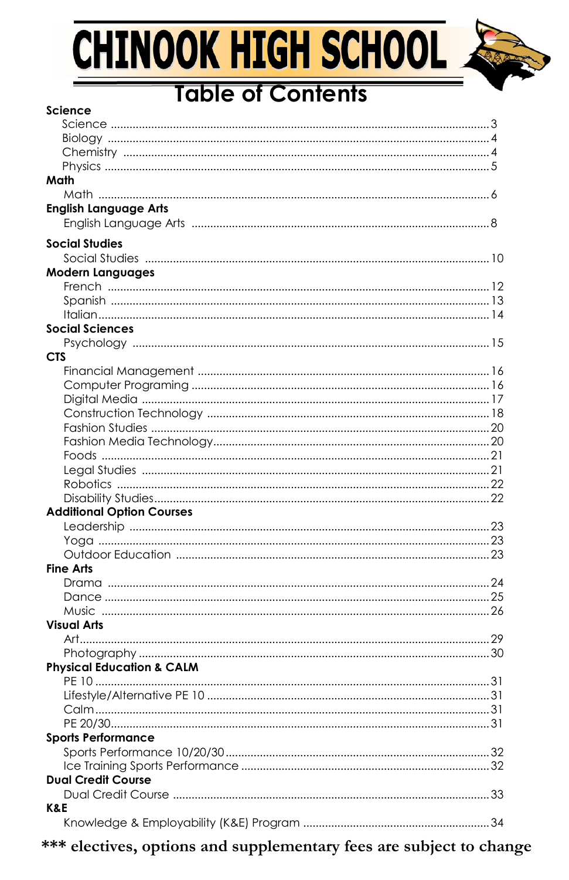# CHINOOK HIGH SCHOOL

## Table of Contents

**Science**

- Science ........................................ 3
- Biology ........................................ 4
- Chemistry ........................................ 4
- Physics ........................................ 5

**Math**

- Math ........................................ 6

**English Language Arts**

- English Language Arts ........................................ 8

**Social Studies**

- Social Studies ........................................ 10

**Modern Languages**

- French ........................................ 12
- Spanish ........................................ 13
- Italian ........................................ 14

**Social Sciences**

- Psychology ........................................ 15

**CTS**

- Financial Management ........................................ 16
- Computer Programing ........................................ 16
- Digital Media ........................................ 17
- Construction Technology ........................................ 18
- Fashion Studies ........................................ 20
- Fashion Media Technology ........................................ 20
- Foods ........................................ 21
- Legal Studies ........................................ 21
- Robotics ........................................ 22
- Disability Studies ........................................ 22

**Additional Option Courses**

- Leadership ........................................ 23
- Yoga ........................................ 23
- Outdoor Education ........................................ 23

**Fine Arts**

- Drama ........................................ 24
- Dance ........................................ 25
- Music ........................................ 26

**Visual Arts**

- Art ........................................ 29
- Photography ........................................ 30

**Physical Education & CALM**

- PE 10 ........................................ 31
- Lifestyle/Alternative PE 10 ........................................ 31
- Calm ........................................ 31
- PE 20/30 ........................................ 31

**Sports Performance**

- Sports Performance 10/20/30 ........................................ 32
- Ice Training Sports Performance ........................................ 32

**Dual Credit Course**

- Dual Credit Course ........................................ 33

**K&E**

- Knowledge & Employability (K&E) Program ........................................ 34

**\*\*\* electives, options and supplementary fees are subject to change**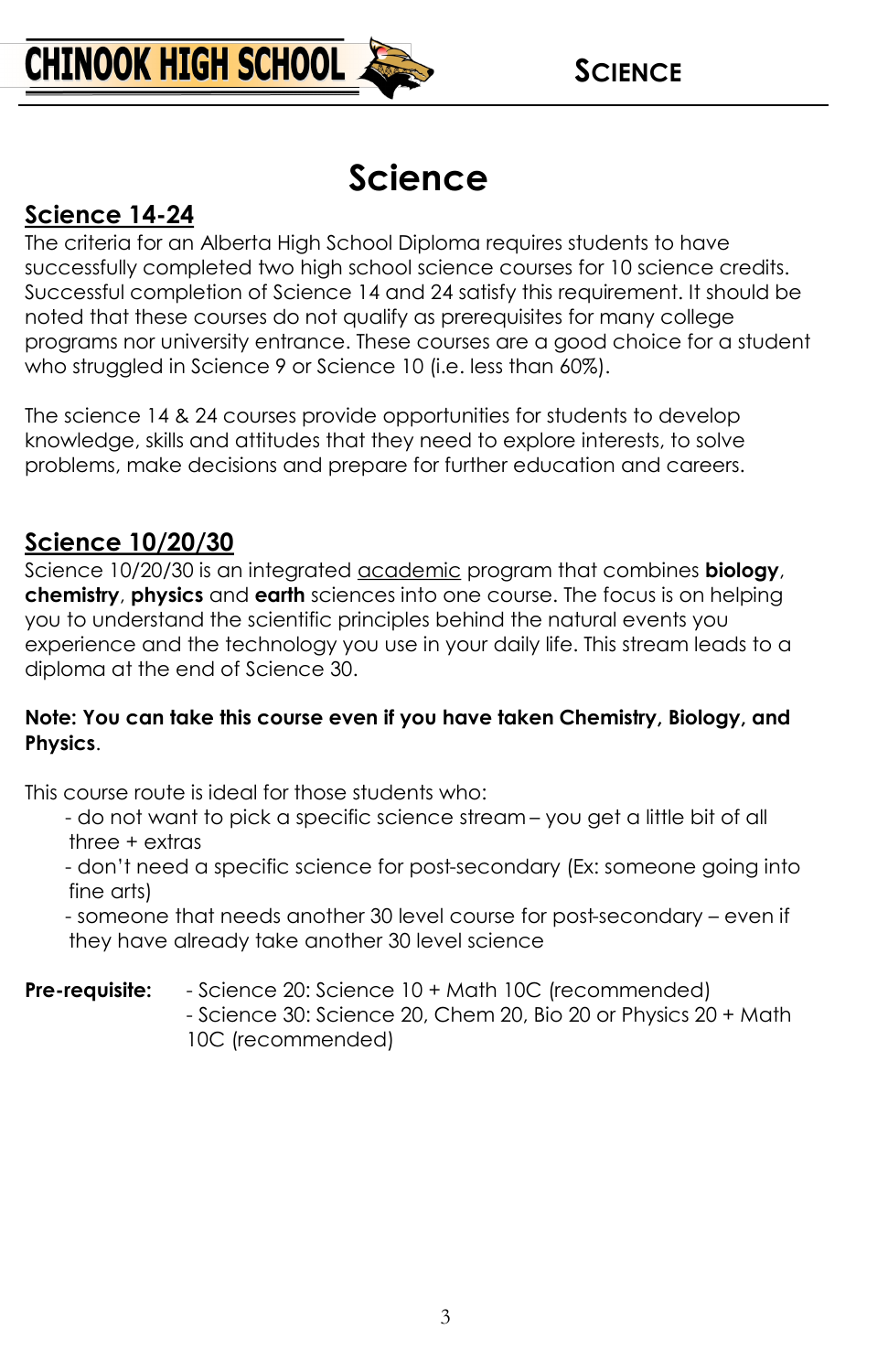# Science

## Science 14-24

The criteria for an Alberta High School Diploma requires students to have successfully completed two high school science courses for 10 science credits. Successful completion of Science 14 and 24 satisfy this requirement. It should be noted that these courses do not qualify as prerequisites for many college programs nor university entrance. These courses are a good choice for a student who struggled in Science 9 or Science 10 (i.e. less than 60%).

The science 14 & 24 courses provide opportunities for students to develop knowledge, skills and attitudes that they need to explore interests, to solve problems, make decisions and prepare for further education and careers.

## Science 10/20/30

Science 10/20/30 is an integrated academic program that combines **biology**, **chemistry**, **physics** and **earth** sciences into one course. The focus is on helping you to understand the scientific principles behind the natural events you experience and the technology you use in your daily life. This stream leads to a diploma at the end of Science 30.

**Note: You can take this course even if you have taken Chemistry, Biology, and Physics**.

This course route is ideal for those students who:

- do not want to pick a specific science stream – you get a little bit of all three + extras
- don't need a specific science for post-secondary (Ex: someone going into fine arts)
- someone that needs another 30 level course for post-secondary – even if they have already take another 30 level science

**Pre-requisite:**
- Science 20: Science 10 + Math 10C (recommended)
- Science 30: Science 20, Chem 20, Bio 20 or Physics 20 + Math 10C (recommended)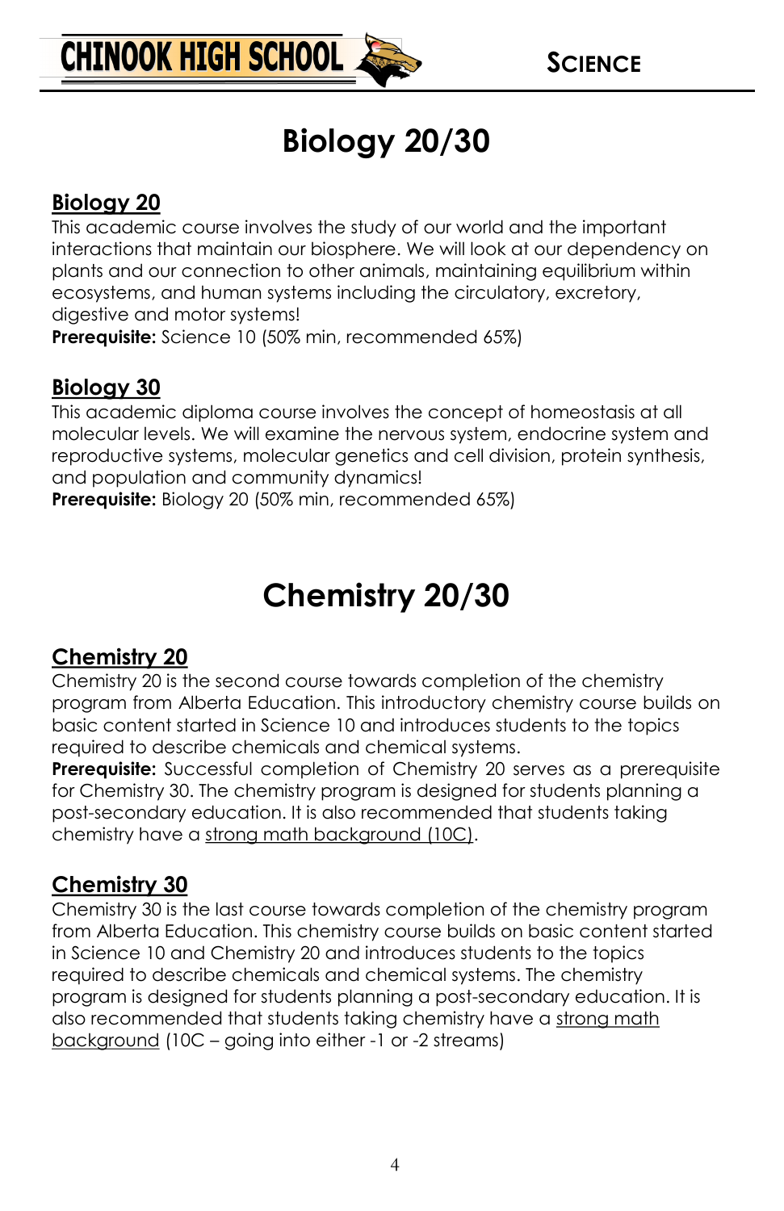# Biology 20/30

## Biology 20

This academic course involves the study of our world and the important interactions that maintain our biosphere. We will look at our dependency on plants and our connection to other animals, maintaining equilibrium within ecosystems, and human systems including the circulatory, excretory, digestive and motor systems!

**Prerequisite:** Science 10 (50% min, recommended 65%)

## Biology 30

This academic diploma course involves the concept of homeostasis at all molecular levels. We will examine the nervous system, endocrine system and reproductive systems, molecular genetics and cell division, protein synthesis, and population and community dynamics!

**Prerequisite:** Biology 20 (50% min, recommended 65%)

# Chemistry 20/30

## Chemistry 20

Chemistry 20 is the second course towards completion of the chemistry program from Alberta Education. This introductory chemistry course builds on basic content started in Science 10 and introduces students to the topics required to describe chemicals and chemical systems.

**Prerequisite:** Successful completion of Chemistry 20 serves as a prerequisite for Chemistry 30. The chemistry program is designed for students planning a post-secondary education. It is also recommended that students taking chemistry have a strong math background (10C).

## Chemistry 30

Chemistry 30 is the last course towards completion of the chemistry program from Alberta Education. This chemistry course builds on basic content started in Science 10 and Chemistry 20 and introduces students to the topics required to describe chemicals and chemical systems. The chemistry program is designed for students planning a post-secondary education. It is also recommended that students taking chemistry have a strong math background (10C – going into either -1 or -2 streams)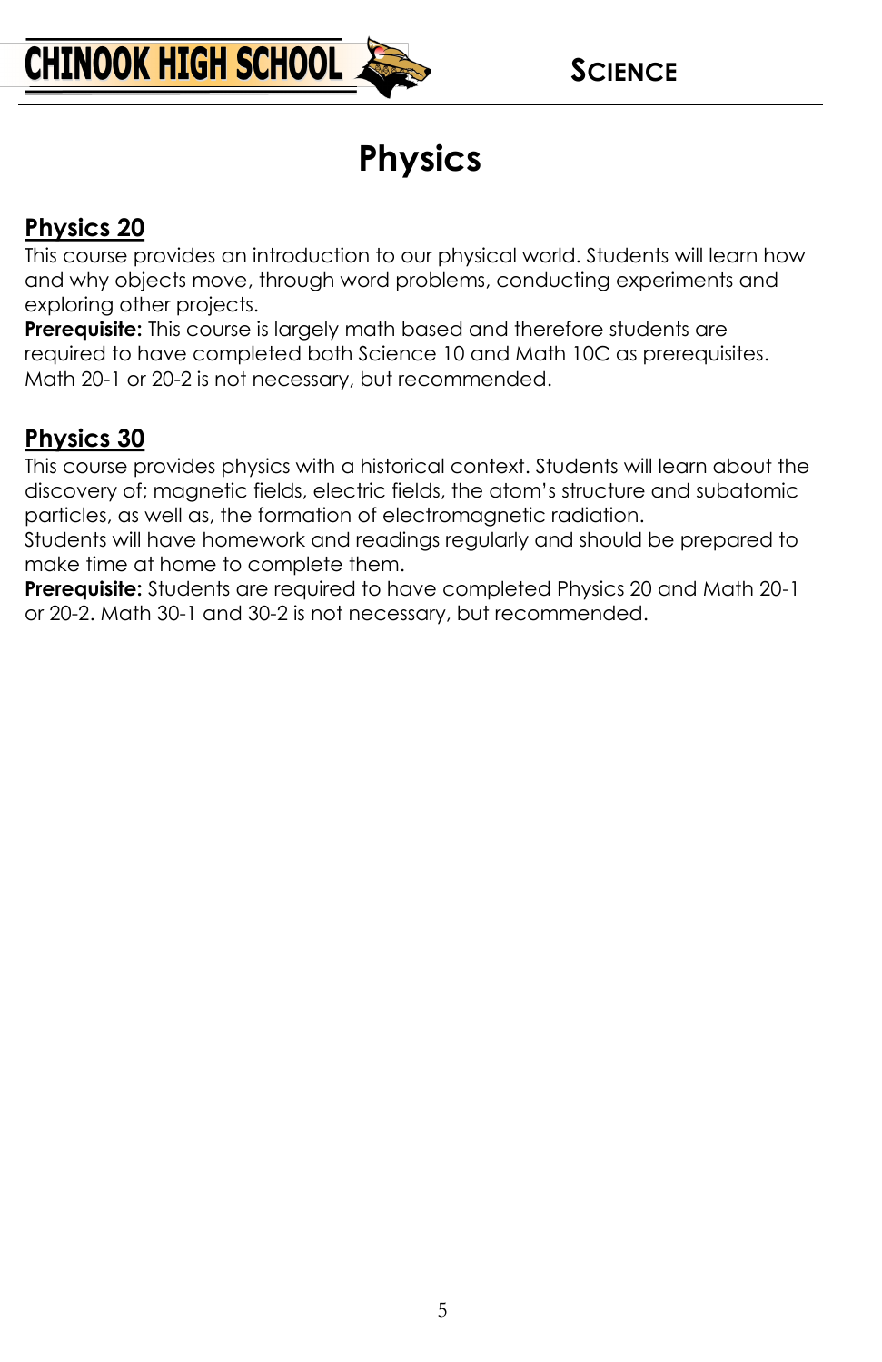# Physics

## Physics 20

This course provides an introduction to our physical world. Students will learn how and why objects move, through word problems, conducting experiments and exploring other projects.

**Prerequisite:** This course is largely math based and therefore students are required to have completed both Science 10 and Math 10C as prerequisites. Math 20-1 or 20-2 is not necessary, but recommended.

## Physics 30

This course provides physics with a historical context. Students will learn about the discovery of; magnetic fields, electric fields, the atom's structure and subatomic particles, as well as, the formation of electromagnetic radiation.

Students will have homework and readings regularly and should be prepared to make time at home to complete them.

**Prerequisite:** Students are required to have completed Physics 20 and Math 20-1 or 20-2. Math 30-1 and 30-2 is not necessary, but recommended.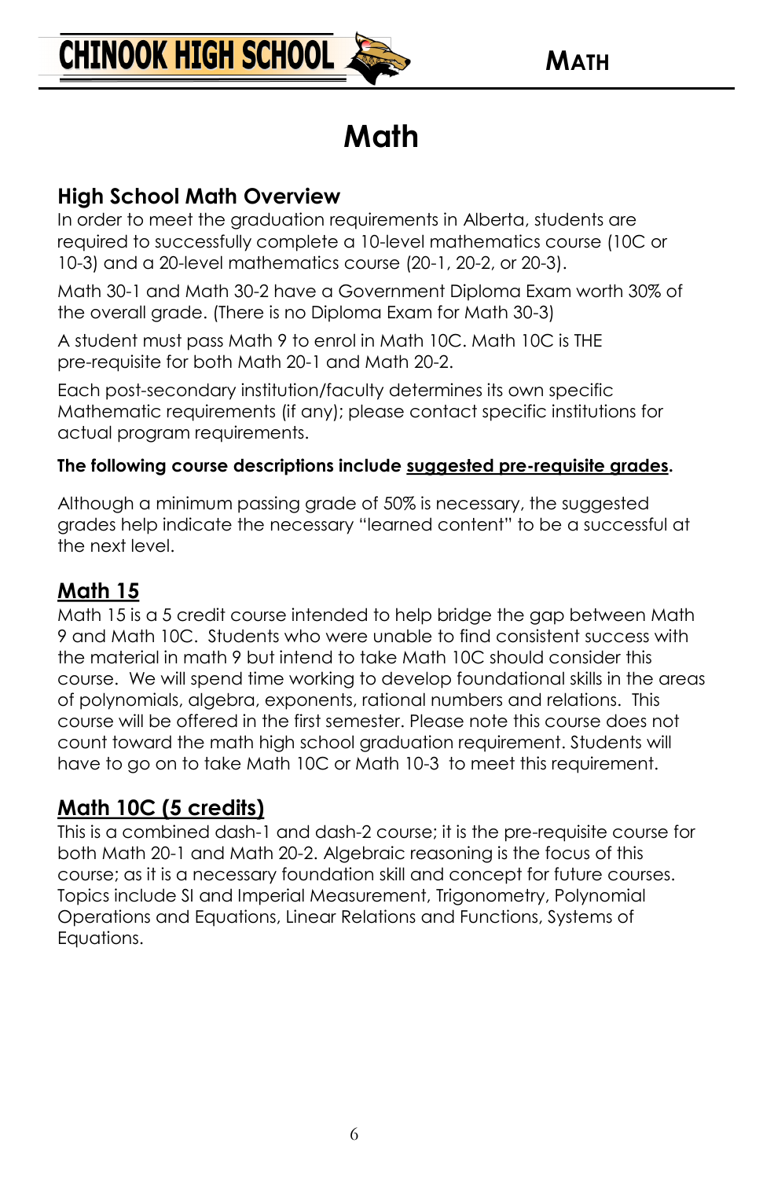# Math

## High School Math Overview

In order to meet the graduation requirements in Alberta, students are required to successfully complete a 10-level mathematics course (10C or 10-3) and a 20-level mathematics course (20-1, 20-2, or 20-3).

Math 30-1 and Math 30-2 have a Government Diploma Exam worth 30% of the overall grade. (There is no Diploma Exam for Math 30-3)

A student must pass Math 9 to enrol in Math 10C. Math 10C is THE pre-requisite for both Math 20-1 and Math 20-2.

Each post-secondary institution/faculty determines its own specific Mathematic requirements (if any); please contact specific institutions for actual program requirements.

**The following course descriptions include <u>suggested pre-requisite grades</u>.**

Although a minimum passing grade of 50% is necessary, the suggested grades help indicate the necessary "learned content" to be a successful at the next level.

## <u>Math 15</u>

Math 15 is a 5 credit course intended to help bridge the gap between Math 9 and Math 10C. Students who were unable to find consistent success with the material in math 9 but intend to take Math 10C should consider this course. We will spend time working to develop foundational skills in the areas of polynomials, algebra, exponents, rational numbers and relations. This course will be offered in the first semester. Please note this course does not count toward the math high school graduation requirement. Students will have to go on to take Math 10C or Math 10-3 to meet this requirement.

## <u>Math 10C (5 credits)</u>

This is a combined dash-1 and dash-2 course; it is the pre-requisite course for both Math 20-1 and Math 20-2. Algebraic reasoning is the focus of this course; as it is a necessary foundation skill and concept for future courses. Topics include SI and Imperial Measurement, Trigonometry, Polynomial Operations and Equations, Linear Relations and Functions, Systems of Equations.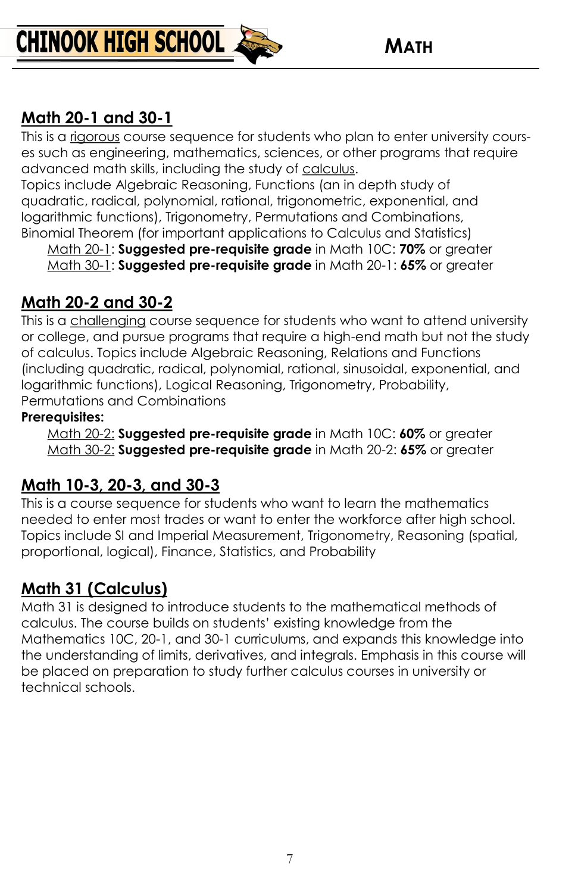## Math 20-1 and 30-1

This is a rigorous course sequence for students who plan to enter university courses such as engineering, mathematics, sciences, or other programs that require advanced math skills, including the study of calculus.

Topics include Algebraic Reasoning, Functions (an in depth study of quadratic, radical, polynomial, rational, trigonometric, exponential, and logarithmic functions), Trigonometry, Permutations and Combinations, Binomial Theorem (for important applications to Calculus and Statistics)

Math 20-1: **Suggested pre-requisite grade** in Math 10C: **70%** or greater
Math 30-1: **Suggested pre-requisite grade** in Math 20-1: **65%** or greater

## Math 20-2 and 30-2

This is a challenging course sequence for students who want to attend university or college, and pursue programs that require a high-end math but not the study of calculus. Topics include Algebraic Reasoning, Relations and Functions (including quadratic, radical, polynomial, rational, sinusoidal, exponential, and logarithmic functions), Logical Reasoning, Trigonometry, Probability, Permutations and Combinations

**Prerequisites:**

Math 20-2: **Suggested pre-requisite grade** in Math 10C: **60%** or greater
Math 30-2: **Suggested pre-requisite grade** in Math 20-2: **65%** or greater

## Math 10-3, 20-3, and 30-3

This is a course sequence for students who want to learn the mathematics needed to enter most trades or want to enter the workforce after high school. Topics include SI and Imperial Measurement, Trigonometry, Reasoning (spatial, proportional, logical), Finance, Statistics, and Probability

## Math 31 (Calculus)

Math 31 is designed to introduce students to the mathematical methods of calculus. The course builds on students' existing knowledge from the Mathematics 10C, 20-1, and 30-1 curriculums, and expands this knowledge into the understanding of limits, derivatives, and integrals. Emphasis in this course will be placed on preparation to study further calculus courses in university or technical schools.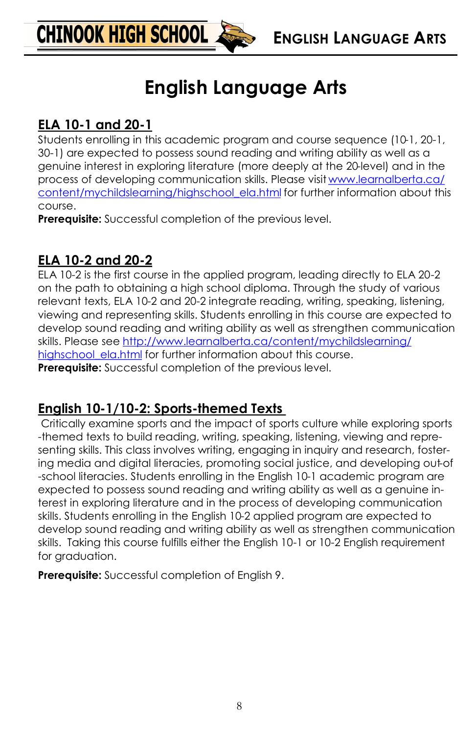# English Language Arts

## ELA 10-1 and 20-1

Students enrolling in this academic program and course sequence (10-1, 20-1, 30-1) are expected to possess sound reading and writing ability as well as a genuine interest in exploring literature (more deeply at the 20-level) and in the process of developing communication skills. Please visit www.learnalberta.ca/content/mychildslearning/highschool_ela.html for further information about this course.

**Prerequisite:** Successful completion of the previous level.

## ELA 10-2 and 20-2

ELA 10-2 is the first course in the applied program, leading directly to ELA 20-2 on the path to obtaining a high school diploma. Through the study of various relevant texts, ELA 10-2 and 20-2 integrate reading, writing, speaking, listening, viewing and representing skills. Students enrolling in this course are expected to develop sound reading and writing ability as well as strengthen communication skills. Please see http://www.learnalberta.ca/content/mychildslearning/highschool_ela.html for further information about this course.

**Prerequisite:** Successful completion of the previous level.

## English 10-1/10-2: Sports-themed Texts

Critically examine sports and the impact of sports culture while exploring sports-themed texts to build reading, writing, speaking, listening, viewing and representing skills. This class involves writing, engaging in inquiry and research, fostering media and digital literacies, promoting social justice, and developing out-of-school literacies. Students enrolling in the English 10-1 academic program are expected to possess sound reading and writing ability as well as a genuine interest in exploring literature and in the process of developing communication skills. Students enrolling in the English 10-2 applied program are expected to develop sound reading and writing ability as well as strengthen communication skills. Taking this course fulfills either the English 10-1 or 10-2 English requirement for graduation.

**Prerequisite:** Successful completion of English 9.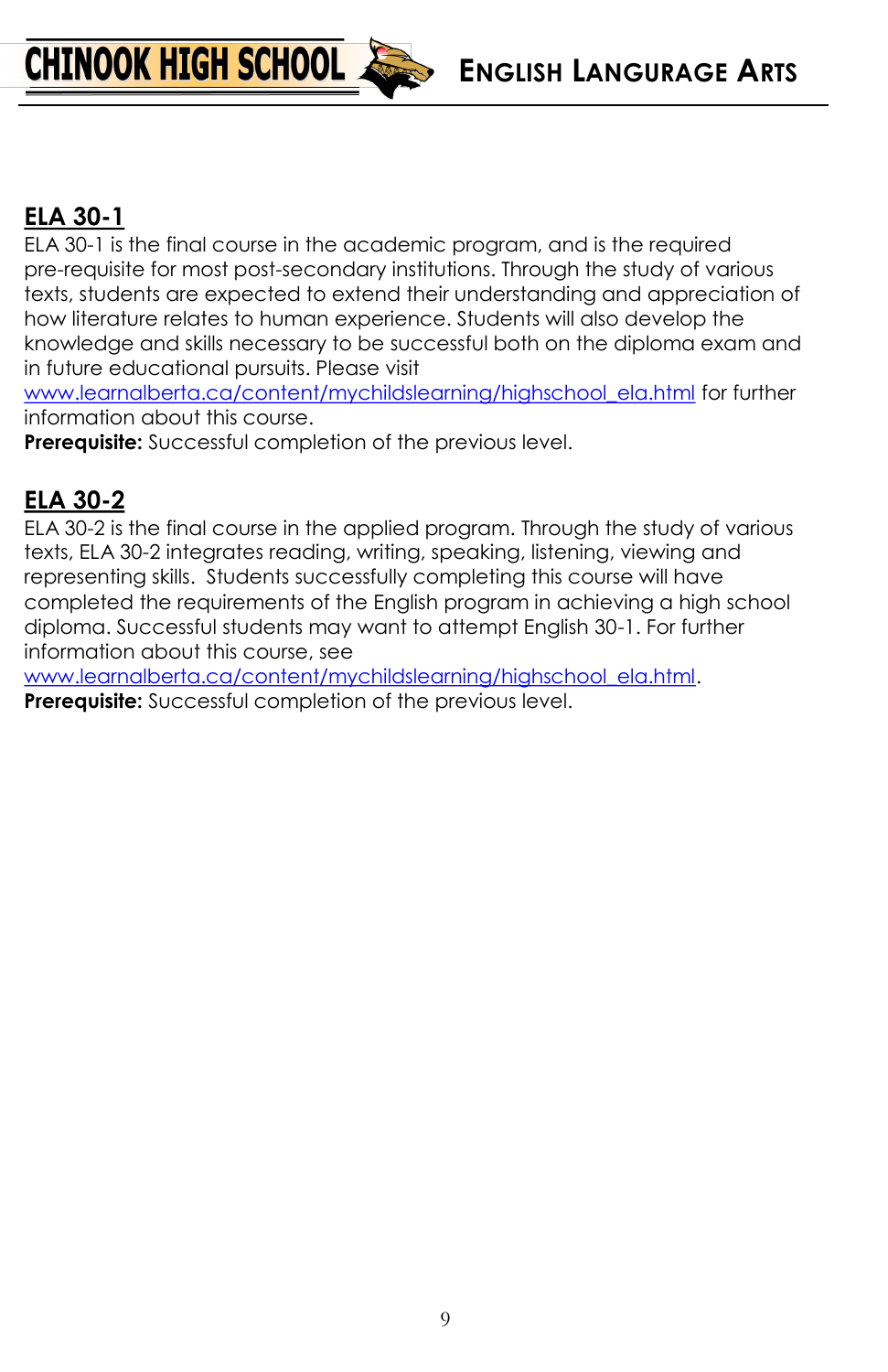## ELA 30-1

ELA 30-1 is the final course in the academic program, and is the required pre-requisite for most post-secondary institutions. Through the study of various texts, students are expected to extend their understanding and appreciation of how literature relates to human experience. Students will also develop the knowledge and skills necessary to be successful both on the diploma exam and in future educational pursuits. Please visit [www.learnalberta.ca/content/mychildslearning/highschool_ela.html](http://www.learnalberta.ca/content/mychildslearning/highschool_ela.html) for further information about this course.

**Prerequisite:** Successful completion of the previous level.

## ELA 30-2

ELA 30-2 is the final course in the applied program. Through the study of various texts, ELA 30-2 integrates reading, writing, speaking, listening, viewing and representing skills. Students successfully completing this course will have completed the requirements of the English program in achieving a high school diploma. Successful students may want to attempt English 30-1. For further information about this course, see [www.learnalberta.ca/content/mychildslearning/highschool_ela.html](http://www.learnalberta.ca/content/mychildslearning/highschool_ela.html).

**Prerequisite:** Successful completion of the previous level.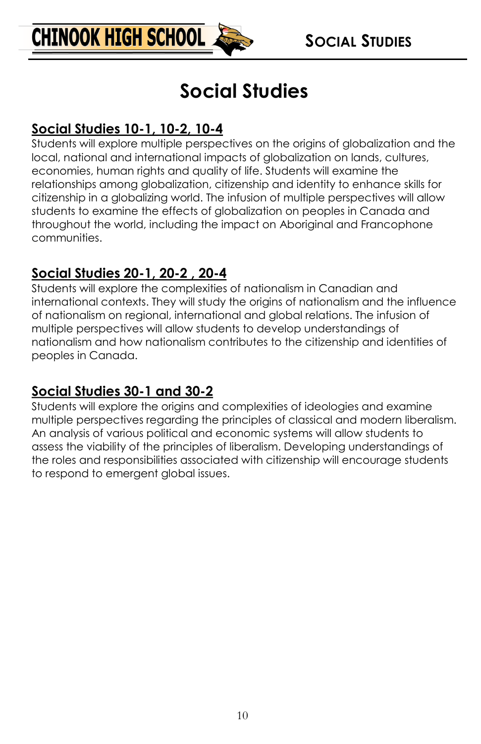# Social Studies

## Social Studies 10-1, 10-2, 10-4

Students will explore multiple perspectives on the origins of globalization and the local, national and international impacts of globalization on lands, cultures, economies, human rights and quality of life. Students will examine the relationships among globalization, citizenship and identity to enhance skills for citizenship in a globalizing world. The infusion of multiple perspectives will allow students to examine the effects of globalization on peoples in Canada and throughout the world, including the impact on Aboriginal and Francophone communities.

## Social Studies 20-1, 20-2 , 20-4

Students will explore the complexities of nationalism in Canadian and international contexts. They will study the origins of nationalism and the influence of nationalism on regional, international and global relations. The infusion of multiple perspectives will allow students to develop understandings of nationalism and how nationalism contributes to the citizenship and identities of peoples in Canada.

## Social Studies 30-1 and 30-2

Students will explore the origins and complexities of ideologies and examine multiple perspectives regarding the principles of classical and modern liberalism. An analysis of various political and economic systems will allow students to assess the viability of the principles of liberalism. Developing understandings of the roles and responsibilities associated with citizenship will encourage students to respond to emergent global issues.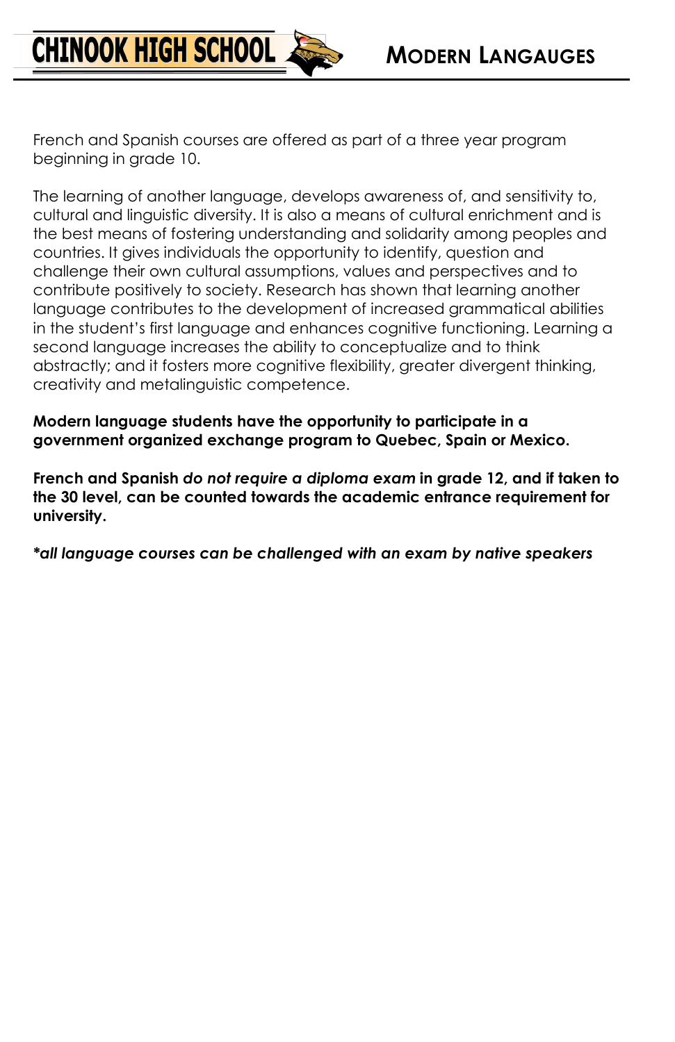# Modern Langauges

French and Spanish courses are offered as part of a three year program beginning in grade 10.

The learning of another language, develops awareness of, and sensitivity to, cultural and linguistic diversity. It is also a means of cultural enrichment and is the best means of fostering understanding and solidarity among peoples and countries. It gives individuals the opportunity to identify, question and challenge their own cultural assumptions, values and perspectives and to contribute positively to society. Research has shown that learning another language contributes to the development of increased grammatical abilities in the student's first language and enhances cognitive functioning. Learning a second language increases the ability to conceptualize and to think abstractly; and it fosters more cognitive flexibility, greater divergent thinking, creativity and metalinguistic competence.

**Modern language students have the opportunity to participate in a government organized exchange program to Quebec, Spain or Mexico.**

**French and Spanish *do not require a diploma exam* in grade 12, and if taken to the 30 level, can be counted towards the academic entrance requirement for university.**

***all language courses can be challenged with an exam by native speakers***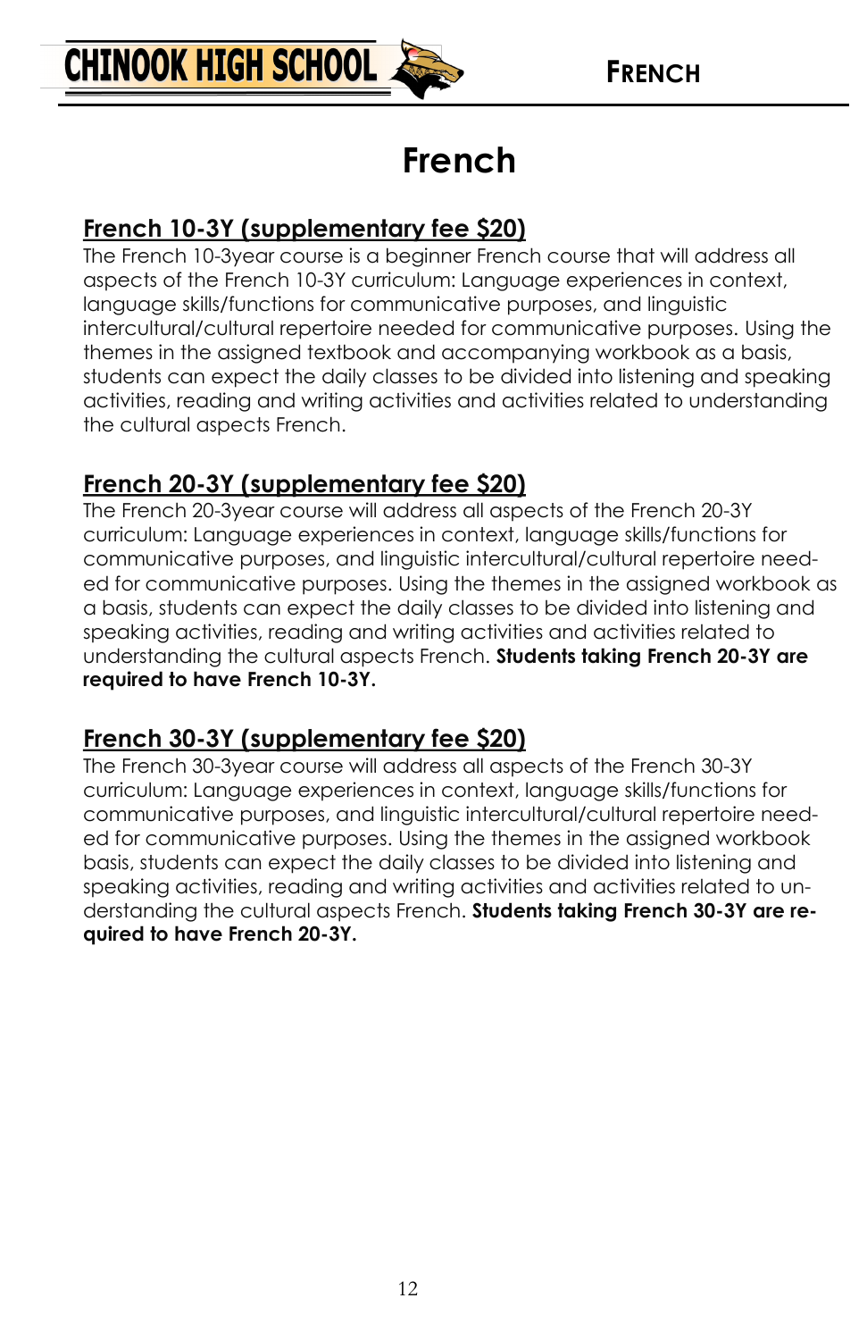# French

## French 10-3Y (supplementary fee $20)

The French 10-3year course is a beginner French course that will address all aspects of the French 10-3Y curriculum: Language experiences in context, language skills/functions for communicative purposes, and linguistic intercultural/cultural repertoire needed for communicative purposes. Using the themes in the assigned textbook and accompanying workbook as a basis, students can expect the daily classes to be divided into listening and speaking activities, reading and writing activities and activities related to understanding the cultural aspects French.

## French 20-3Y (supplementary fee $20)

The French 20-3year course will address all aspects of the French 20-3Y curriculum: Language experiences in context, language skills/functions for communicative purposes, and linguistic intercultural/cultural repertoire needed for communicative purposes. Using the themes in the assigned workbook as a basis, students can expect the daily classes to be divided into listening and speaking activities, reading and writing activities and activities related to understanding the cultural aspects French. **Students taking French 20-3Y are required to have French 10-3Y.**

## French 30-3Y (supplementary fee $20)

The French 30-3year course will address all aspects of the French 30-3Y curriculum: Language experiences in context, language skills/functions for communicative purposes, and linguistic intercultural/cultural repertoire needed for communicative purposes. Using the themes in the assigned workbook basis, students can expect the daily classes to be divided into listening and speaking activities, reading and writing activities and activities related to understanding the cultural aspects French. **Students taking French 30-3Y are required to have French 20-3Y.**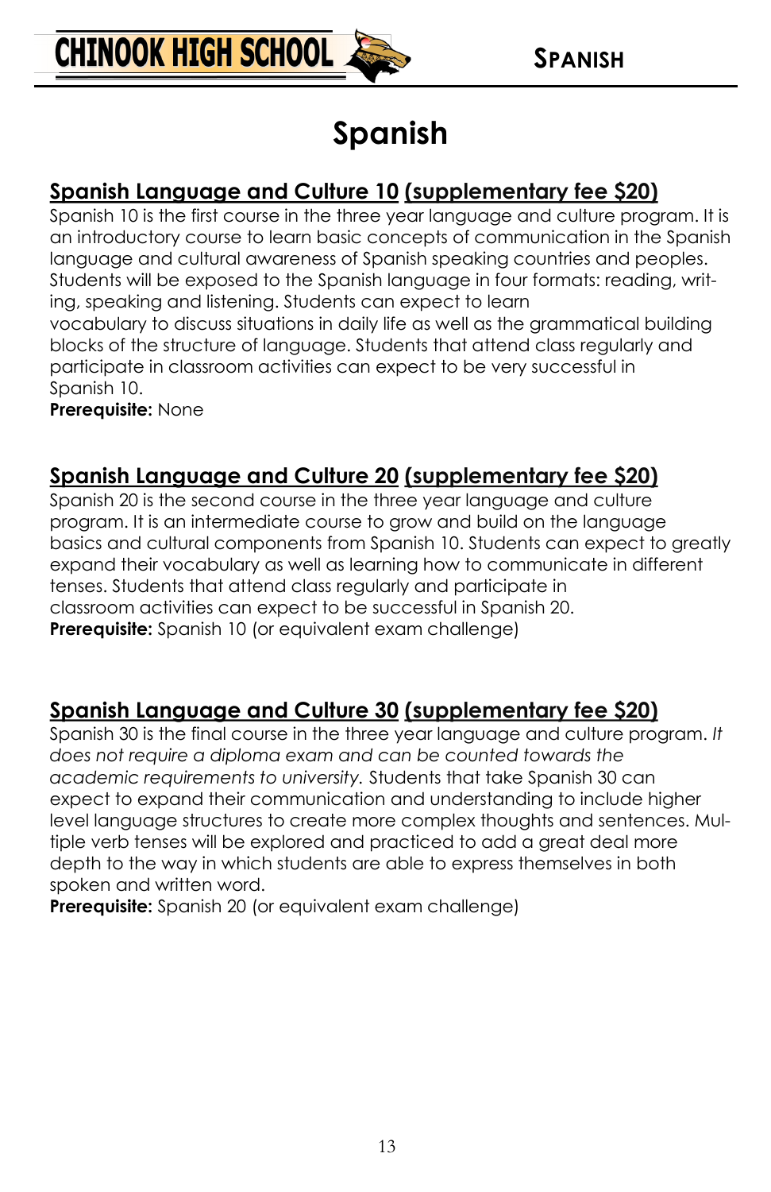# Spanish

## Spanish Language and Culture 10 (supplementary fee $20)

Spanish 10 is the first course in the three year language and culture program. It is an introductory course to learn basic concepts of communication in the Spanish language and cultural awareness of Spanish speaking countries and peoples. Students will be exposed to the Spanish language in four formats: reading, writing, speaking and listening. Students can expect to learn vocabulary to discuss situations in daily life as well as the grammatical building blocks of the structure of language. Students that attend class regularly and participate in classroom activities can expect to be very successful in Spanish 10.

**Prerequisite:** None

## Spanish Language and Culture 20 (supplementary fee $20)

Spanish 20 is the second course in the three year language and culture program. It is an intermediate course to grow and build on the language basics and cultural components from Spanish 10. Students can expect to greatly expand their vocabulary as well as learning how to communicate in different tenses. Students that attend class regularly and participate in classroom activities can expect to be successful in Spanish 20.

**Prerequisite:** Spanish 10 (or equivalent exam challenge)

## Spanish Language and Culture 30 (supplementary fee $20)

Spanish 30 is the final course in the three year language and culture program. *It does not require a diploma exam and can be counted towards the academic requirements to university.* Students that take Spanish 30 can expect to expand their communication and understanding to include higher level language structures to create more complex thoughts and sentences. Multiple verb tenses will be explored and practiced to add a great deal more depth to the way in which students are able to express themselves in both spoken and written word.

**Prerequisite:** Spanish 20 (or equivalent exam challenge)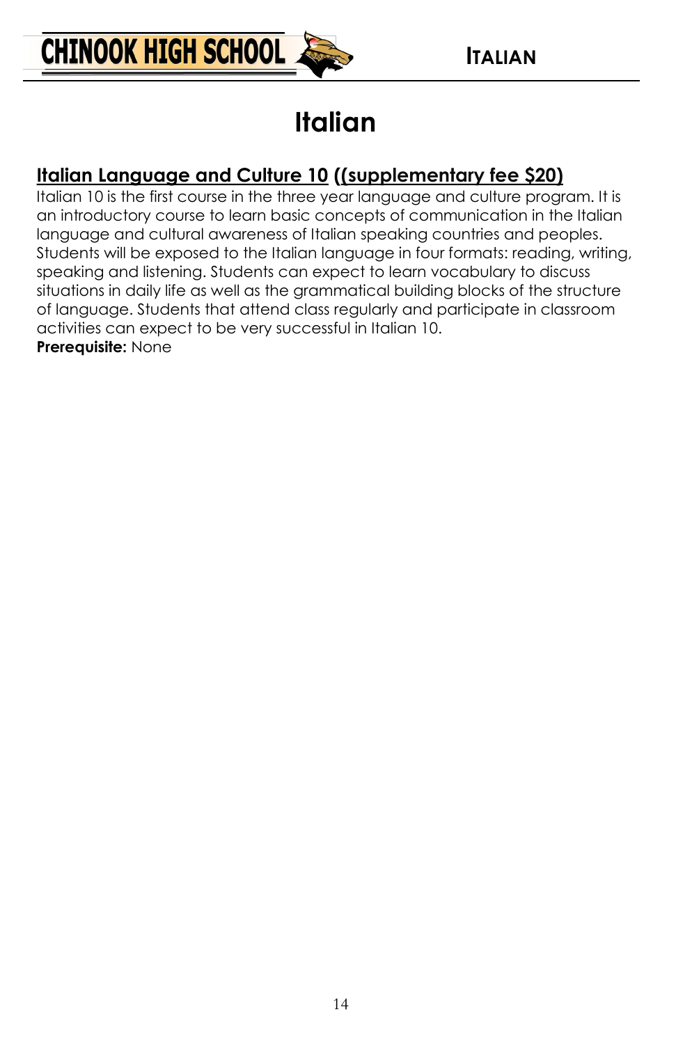# Italian

## Italian Language and Culture 10 ((supplementary fee $20)

Italian 10 is the first course in the three year language and culture program. It is an introductory course to learn basic concepts of communication in the Italian language and cultural awareness of Italian speaking countries and peoples. Students will be exposed to the Italian language in four formats: reading, writing, speaking and listening. Students can expect to learn vocabulary to discuss situations in daily life as well as the grammatical building blocks of the structure of language. Students that attend class regularly and participate in classroom activities can expect to be very successful in Italian 10.

**Prerequisite:** None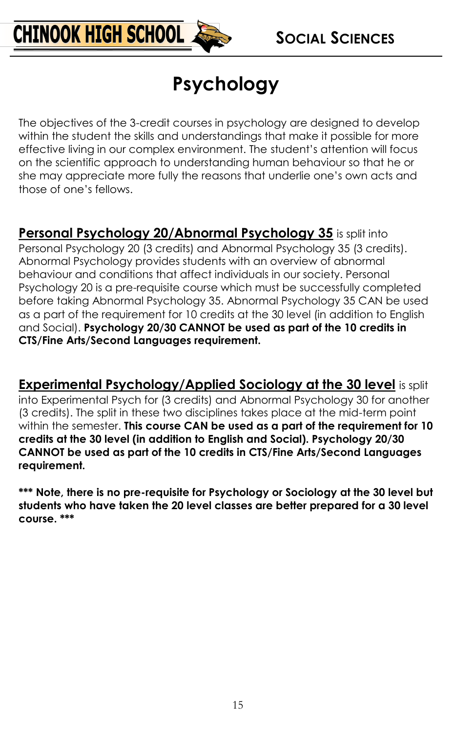# Psychology

The objectives of the 3-credit courses in psychology are designed to develop within the student the skills and understandings that make it possible for more effective living in our complex environment. The student's attention will focus on the scientific approach to understanding human behaviour so that he or she may appreciate more fully the reasons that underlie one's own acts and those of one's fellows.

**Personal Psychology 20/Abnormal Psychology 35** is split into Personal Psychology 20 (3 credits) and Abnormal Psychology 35 (3 credits). Abnormal Psychology provides students with an overview of abnormal behaviour and conditions that affect individuals in our society. Personal Psychology 20 is a pre-requisite course which must be successfully completed before taking Abnormal Psychology 35. Abnormal Psychology 35 CAN be used as a part of the requirement for 10 credits at the 30 level (in addition to English and Social). **Psychology 20/30 CANNOT be used as part of the 10 credits in CTS/Fine Arts/Second Languages requirement.**

**Experimental Psychology/Applied Sociology at the 30 level** is split into Experimental Psych for (3 credits) and Abnormal Psychology 30 for another (3 credits). The split in these two disciplines takes place at the mid-term point within the semester. **This course CAN be used as a part of the requirement for 10 credits at the 30 level (in addition to English and Social). Psychology 20/30 CANNOT be used as part of the 10 credits in CTS/Fine Arts/Second Languages requirement.**

**\*\*\* Note, there is no pre-requisite for Psychology or Sociology at the 30 level but students who have taken the 20 level classes are better prepared for a 30 level course. \*\*\***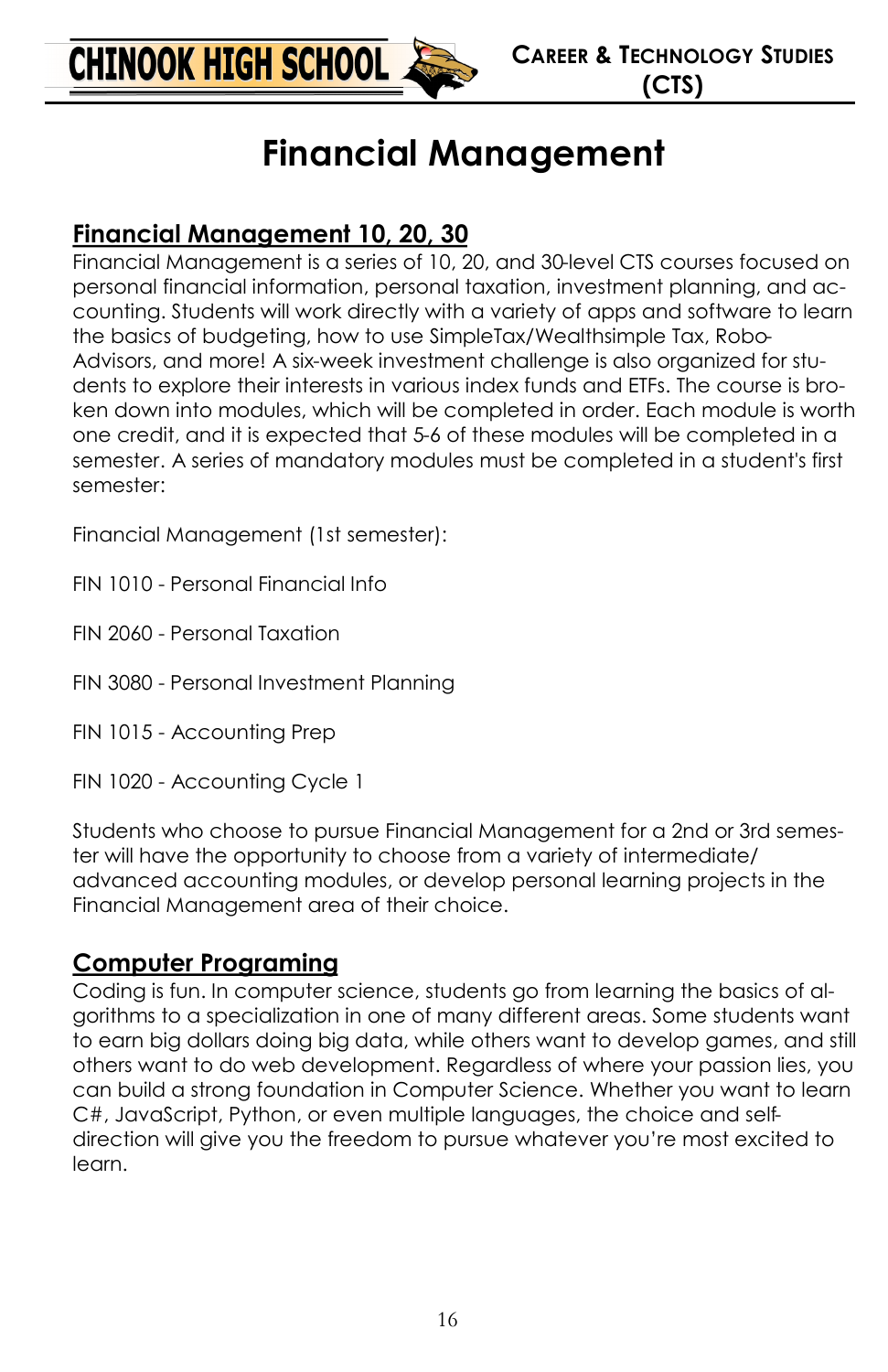# Financial Management

## Financial Management 10, 20, 30

Financial Management is a series of 10, 20, and 30-level CTS courses focused on personal financial information, personal taxation, investment planning, and accounting. Students will work directly with a variety of apps and software to learn the basics of budgeting, how to use SimpleTax/Wealthsimple Tax, Robo-Advisors, and more! A six-week investment challenge is also organized for students to explore their interests in various index funds and ETFs. The course is broken down into modules, which will be completed in order. Each module is worth one credit, and it is expected that 5-6 of these modules will be completed in a semester. A series of mandatory modules must be completed in a student's first semester:

Financial Management (1st semester):

FIN 1010 - Personal Financial Info

FIN 2060 - Personal Taxation

FIN 3080 - Personal Investment Planning

FIN 1015 - Accounting Prep

FIN 1020 - Accounting Cycle 1

Students who choose to pursue Financial Management for a 2nd or 3rd semester will have the opportunity to choose from a variety of intermediate/advanced accounting modules, or develop personal learning projects in the Financial Management area of their choice.

## Computer Programing

Coding is fun. In computer science, students go from learning the basics of algorithms to a specialization in one of many different areas. Some students want to earn big dollars doing big data, while others want to develop games, and still others want to do web development. Regardless of where your passion lies, you can build a strong foundation in Computer Science. Whether you want to learn C#, JavaScript, Python, or even multiple languages, the choice and self-direction will give you the freedom to pursue whatever you're most excited to learn.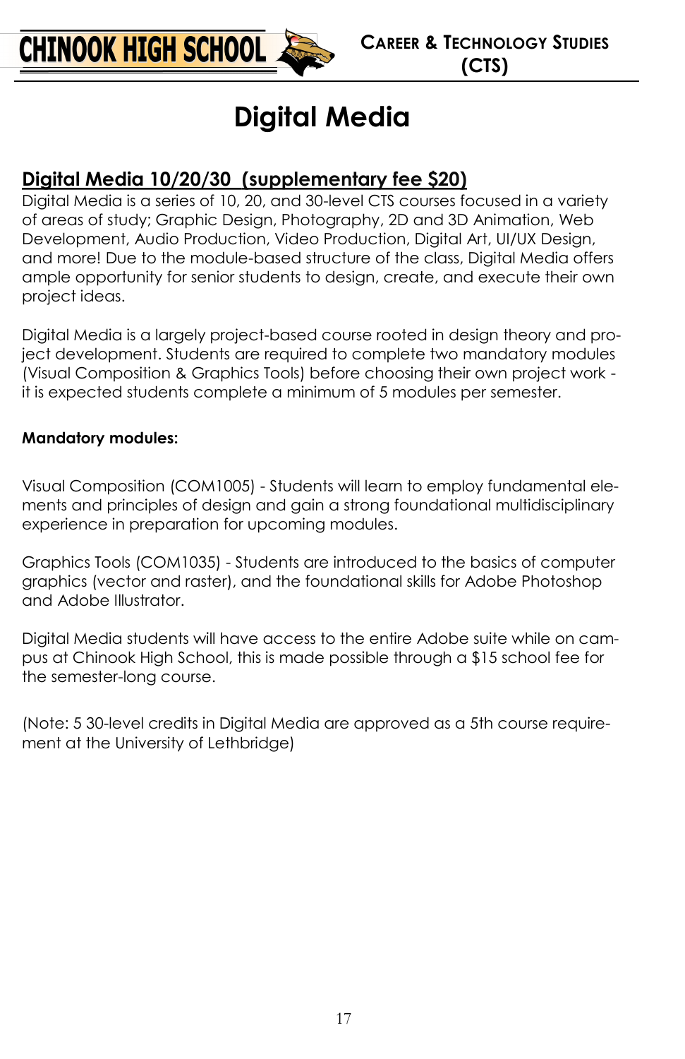# Digital Media

## Digital Media 10/20/30 (supplementary fee $20)

Digital Media is a series of 10, 20, and 30-level CTS courses focused in a variety of areas of study; Graphic Design, Photography, 2D and 3D Animation, Web Development, Audio Production, Video Production, Digital Art, UI/UX Design, and more! Due to the module-based structure of the class, Digital Media offers ample opportunity for senior students to design, create, and execute their own project ideas.

Digital Media is a largely project-based course rooted in design theory and project development. Students are required to complete two mandatory modules (Visual Composition & Graphics Tools) before choosing their own project work - it is expected students complete a minimum of 5 modules per semester.

**Mandatory modules:**

Visual Composition (COM1005) - Students will learn to employ fundamental elements and principles of design and gain a strong foundational multidisciplinary experience in preparation for upcoming modules.

Graphics Tools (COM1035) - Students are introduced to the basics of computer graphics (vector and raster), and the foundational skills for Adobe Photoshop and Adobe Illustrator.

Digital Media students will have access to the entire Adobe suite while on campus at Chinook High School, this is made possible through a $15 school fee for the semester-long course.

(Note: 5 30-level credits in Digital Media are approved as a 5th course requirement at the University of Lethbridge)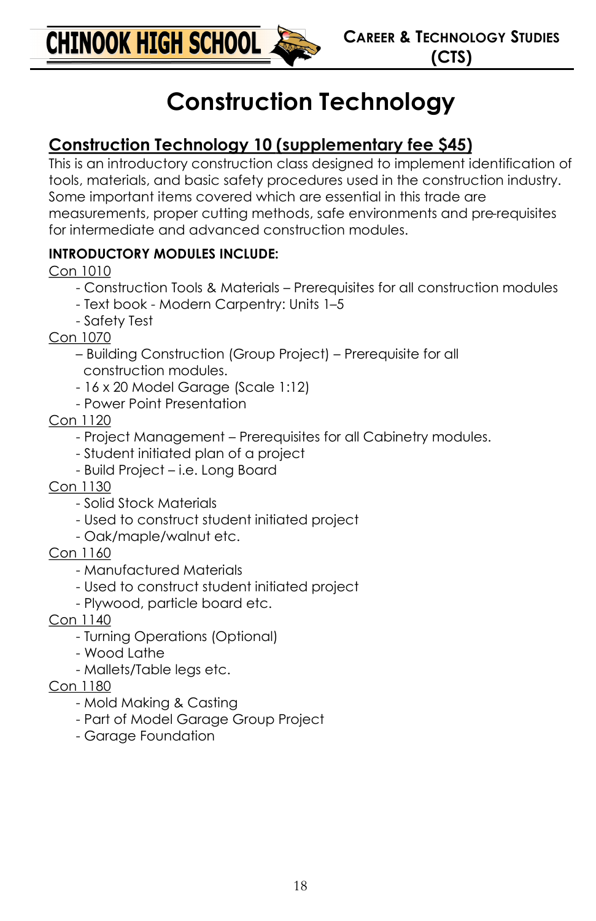# Construction Technology

## Construction Technology 10 (supplementary fee $45)

This is an introductory construction class designed to implement identification of tools, materials, and basic safety procedures used in the construction industry. Some important items covered which are essential in this trade are measurements, proper cutting methods, safe environments and pre-requisites for intermediate and advanced construction modules.

**INTRODUCTORY MODULES INCLUDE:**

Con 1010
- Construction Tools & Materials – Prerequisites for all construction modules
- Text book - Modern Carpentry: Units 1–5
- Safety Test

Con 1070
- Building Construction (Group Project) – Prerequisite for all construction modules.
- 16 x 20 Model Garage (Scale 1:12)
- Power Point Presentation

Con 1120
- Project Management – Prerequisites for all Cabinetry modules.
- Student initiated plan of a project
- Build Project – i.e. Long Board

Con 1130
- Solid Stock Materials
- Used to construct student initiated project
- Oak/maple/walnut etc.

Con 1160
- Manufactured Materials
- Used to construct student initiated project
- Plywood, particle board etc.

Con 1140
- Turning Operations (Optional)
- Wood Lathe
- Mallets/Table legs etc.

Con 1180
- Mold Making & Casting
- Part of Model Garage Group Project
- Garage Foundation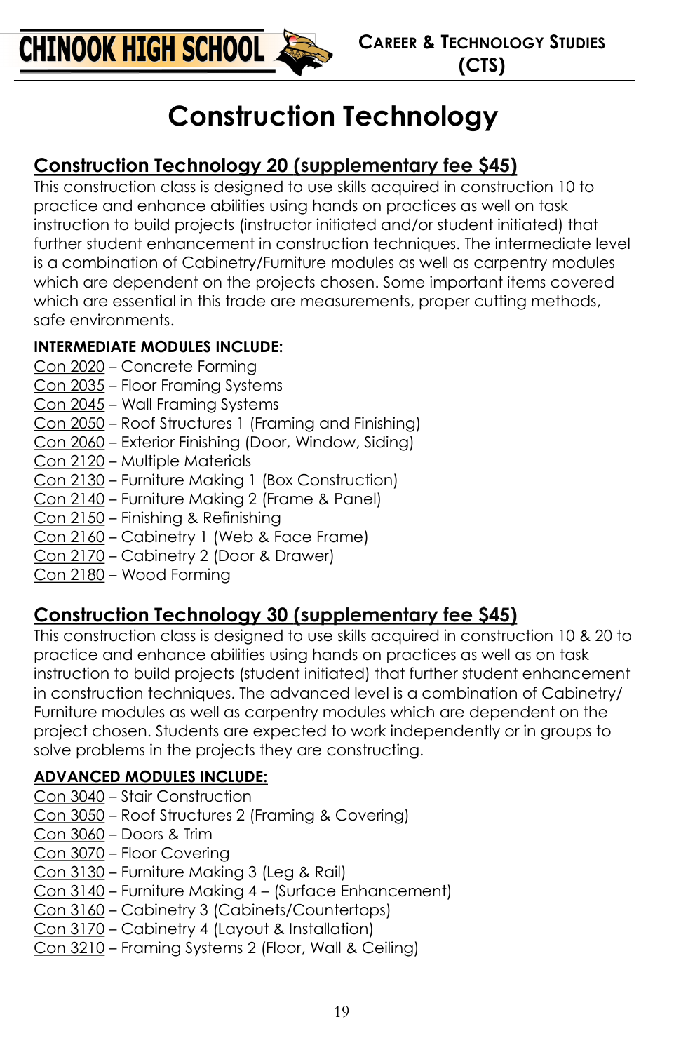# Construction Technology

## Construction Technology 20 (supplementary fee $45)

This construction class is designed to use skills acquired in construction 10 to practice and enhance abilities using hands on practices as well on task instruction to build projects (instructor initiated and/or student initiated) that further student enhancement in construction techniques. The intermediate level is a combination of Cabinetry/Furniture modules as well as carpentry modules which are dependent on the projects chosen. Some important items covered which are essential in this trade are measurements, proper cutting methods, safe environments.

**INTERMEDIATE MODULES INCLUDE:**

Con 2020 – Concrete Forming
Con 2035 – Floor Framing Systems
Con 2045 – Wall Framing Systems
Con 2050 – Roof Structures 1 (Framing and Finishing)
Con 2060 – Exterior Finishing (Door, Window, Siding)
Con 2120 – Multiple Materials
Con 2130 – Furniture Making 1 (Box Construction)
Con 2140 – Furniture Making 2 (Frame & Panel)
Con 2150 – Finishing & Refinishing
Con 2160 – Cabinetry 1 (Web & Face Frame)
Con 2170 – Cabinetry 2 (Door & Drawer)
Con 2180 – Wood Forming

## Construction Technology 30 (supplementary fee $45)

This construction class is designed to use skills acquired in construction 10 & 20 to practice and enhance abilities using hands on practices as well as on task instruction to build projects (student initiated) that further student enhancement in construction techniques. The advanced level is a combination of Cabinetry/ Furniture modules as well as carpentry modules which are dependent on the project chosen. Students are expected to work independently or in groups to solve problems in the projects they are constructing.

**ADVANCED MODULES INCLUDE:**

Con 3040 – Stair Construction
Con 3050 – Roof Structures 2 (Framing & Covering)
Con 3060 – Doors & Trim
Con 3070 – Floor Covering
Con 3130 – Furniture Making 3 (Leg & Rail)
Con 3140 – Furniture Making 4 – (Surface Enhancement)
Con 3160 – Cabinetry 3 (Cabinets/Countertops)
Con 3170 – Cabinetry 4 (Layout & Installation)
Con 3210 – Framing Systems 2 (Floor, Wall & Ceiling)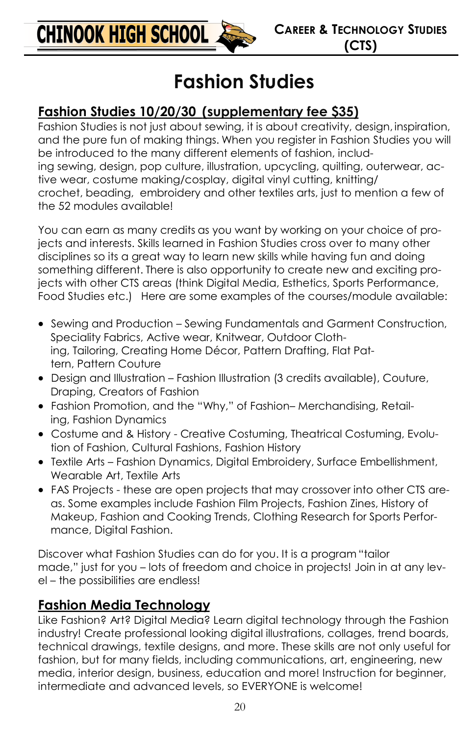# Fashion Studies

## Fashion Studies 10/20/30 (supplementary fee $35)

Fashion Studies is not just about sewing, it is about creativity, design, inspiration, and the pure fun of making things. When you register in Fashion Studies you will be introduced to the many different elements of fashion, including sewing, design, pop culture, illustration, upcycling, quilting, outerwear, active wear, costume making/cosplay, digital vinyl cutting, knitting/crochet, beading, embroidery and other textiles arts, just to mention a few of the 52 modules available!

You can earn as many credits as you want by working on your choice of projects and interests. Skills learned in Fashion Studies cross over to many other disciplines so its a great way to learn new skills while having fun and doing something different. There is also opportunity to create new and exciting projects with other CTS areas (think Digital Media, Esthetics, Sports Performance, Food Studies etc.) Here are some examples of the courses/module available:

- Sewing and Production – Sewing Fundamentals and Garment Construction, Speciality Fabrics, Active wear, Knitwear, Outdoor Clothing, Tailoring, Creating Home Décor, Pattern Drafting, Flat Pattern, Pattern Couture
- Design and Illustration – Fashion Illustration (3 credits available), Couture, Draping, Creators of Fashion
- Fashion Promotion, and the "Why," of Fashion– Merchandising, Retailing, Fashion Dynamics
- Costume and & History - Creative Costuming, Theatrical Costuming, Evolution of Fashion, Cultural Fashions, Fashion History
- Textile Arts – Fashion Dynamics, Digital Embroidery, Surface Embellishment, Wearable Art, Textile Arts
- FAS Projects - these are open projects that may crossover into other CTS areas. Some examples include Fashion Film Projects, Fashion Zines, History of Makeup, Fashion and Cooking Trends, Clothing Research for Sports Performance, Digital Fashion.

Discover what Fashion Studies can do for you. It is a program "tailor made," just for you – lots of freedom and choice in projects! Join in at any level – the possibilities are endless!

## Fashion Media Technology

Like Fashion? Art? Digital Media? Learn digital technology through the Fashion industry! Create professional looking digital illustrations, collages, trend boards, technical drawings, textile designs, and more. These skills are not only useful for fashion, but for many fields, including communications, art, engineering, new media, interior design, business, education and more! Instruction for beginner, intermediate and advanced levels, so EVERYONE is welcome!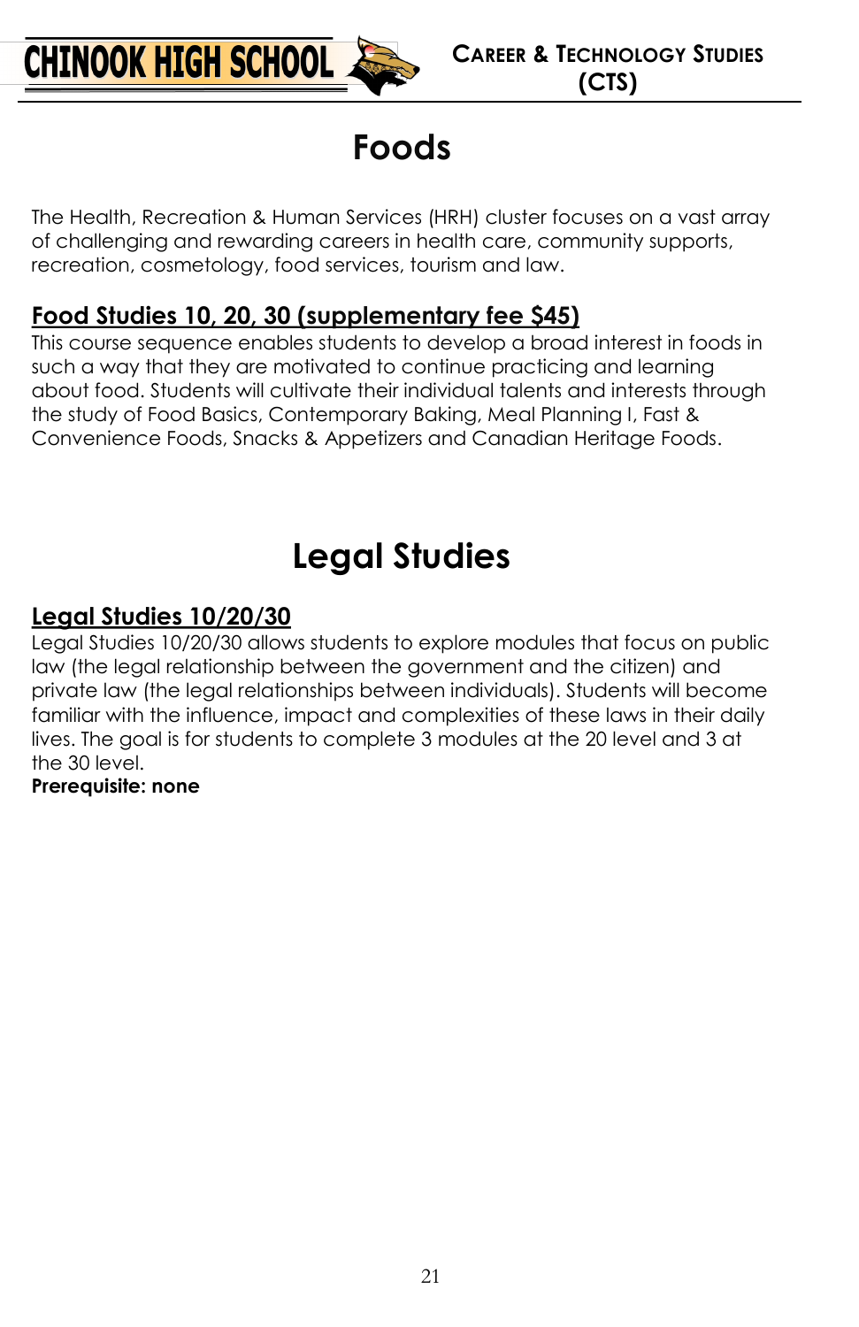# Foods

The Health, Recreation & Human Services (HRH) cluster focuses on a vast array of challenging and rewarding careers in health care, community supports, recreation, cosmetology, food services, tourism and law.

## Food Studies 10, 20, 30 (supplementary fee $45)

This course sequence enables students to develop a broad interest in foods in such a way that they are motivated to continue practicing and learning about food. Students will cultivate their individual talents and interests through the study of Food Basics, Contemporary Baking, Meal Planning I, Fast & Convenience Foods, Snacks & Appetizers and Canadian Heritage Foods.

# Legal Studies

## Legal Studies 10/20/30

Legal Studies 10/20/30 allows students to explore modules that focus on public law (the legal relationship between the government and the citizen) and private law (the legal relationships between individuals). Students will become familiar with the influence, impact and complexities of these laws in their daily lives. The goal is for students to complete 3 modules at the 20 level and 3 at the 30 level.

**Prerequisite: none**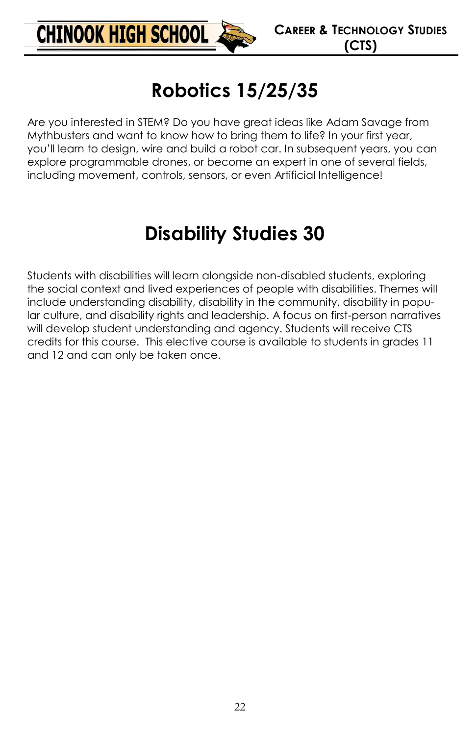# Robotics 15/25/35

Are you interested in STEM? Do you have great ideas like Adam Savage from Mythbusters and want to know how to bring them to life? In your first year, you'll learn to design, wire and build a robot car. In subsequent years, you can explore programmable drones, or become an expert in one of several fields, including movement, controls, sensors, or even Artificial Intelligence!

# Disability Studies 30

Students with disabilities will learn alongside non-disabled students, exploring the social context and lived experiences of people with disabilities. Themes will include understanding disability, disability in the community, disability in popular culture, and disability rights and leadership. A focus on first-person narratives will develop student understanding and agency. Students will receive CTS credits for this course. This elective course is available to students in grades 11 and 12 and can only be taken once.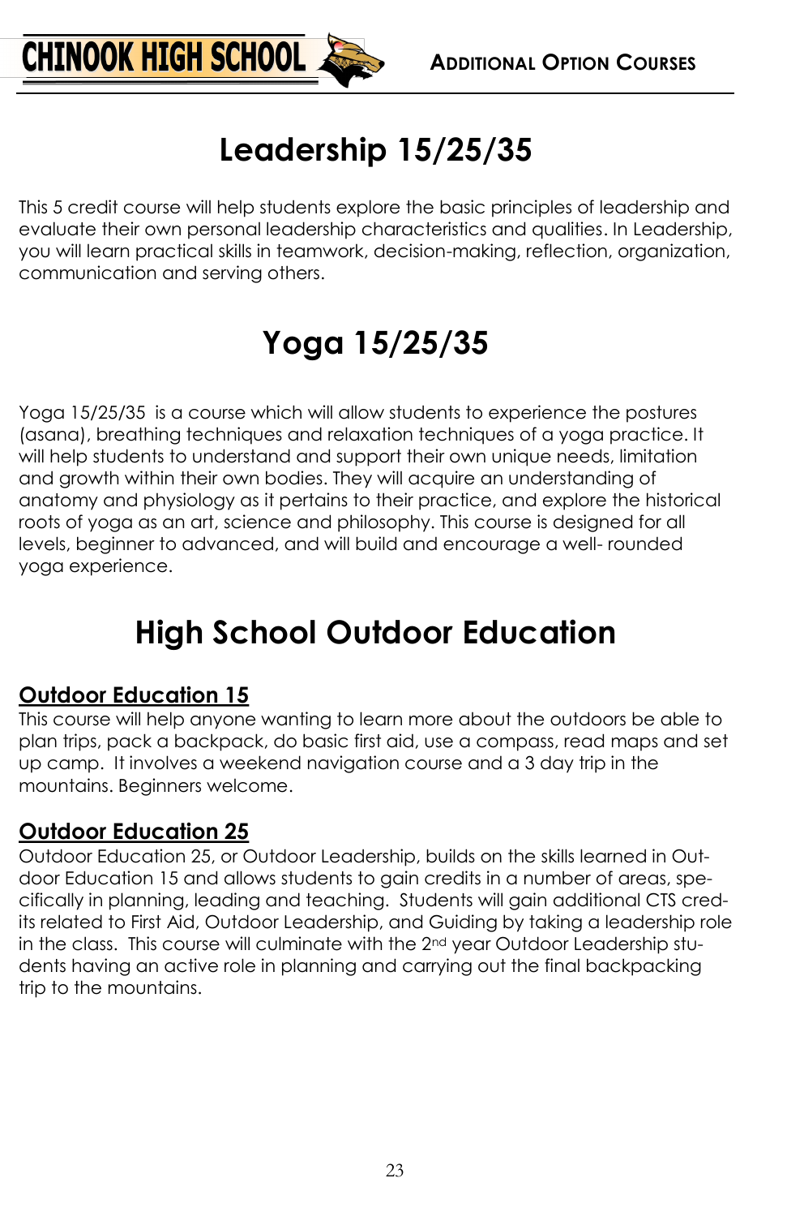# Leadership 15/25/35

This 5 credit course will help students explore the basic principles of leadership and evaluate their own personal leadership characteristics and qualities. In Leadership, you will learn practical skills in teamwork, decision-making, reflection, organization, communication and serving others.

# Yoga 15/25/35

Yoga 15/25/35 is a course which will allow students to experience the postures (asana), breathing techniques and relaxation techniques of a yoga practice. It will help students to understand and support their own unique needs, limitation and growth within their own bodies. They will acquire an understanding of anatomy and physiology as it pertains to their practice, and explore the historical roots of yoga as an art, science and philosophy. This course is designed for all levels, beginner to advanced, and will build and encourage a well- rounded yoga experience.

# High School Outdoor Education

## Outdoor Education 15

This course will help anyone wanting to learn more about the outdoors be able to plan trips, pack a backpack, do basic first aid, use a compass, read maps and set up camp. It involves a weekend navigation course and a 3 day trip in the mountains. Beginners welcome.

## Outdoor Education 25

Outdoor Education 25, or Outdoor Leadership, builds on the skills learned in Outdoor Education 15 and allows students to gain credits in a number of areas, specifically in planning, leading and teaching. Students will gain additional CTS credits related to First Aid, Outdoor Leadership, and Guiding by taking a leadership role in the class. This course will culminate with the 2nd year Outdoor Leadership students having an active role in planning and carrying out the final backpacking trip to the mountains.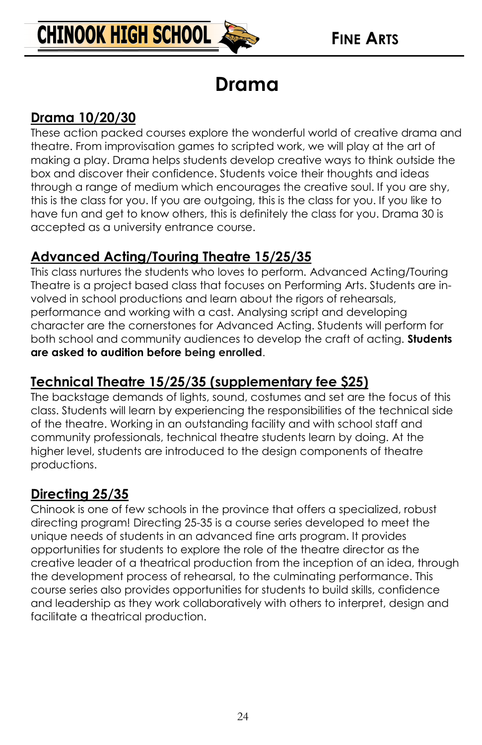# Drama

## Drama 10/20/30

These action packed courses explore the wonderful world of creative drama and theatre. From improvisation games to scripted work, we will play at the art of making a play. Drama helps students develop creative ways to think outside the box and discover their confidence. Students voice their thoughts and ideas through a range of medium which encourages the creative soul. If you are shy, this is the class for you. If you are outgoing, this is the class for you. If you like to have fun and get to know others, this is definitely the class for you. Drama 30 is accepted as a university entrance course.

## Advanced Acting/Touring Theatre 15/25/35

This class nurtures the students who loves to perform. Advanced Acting/Touring Theatre is a project based class that focuses on Performing Arts. Students are involved in school productions and learn about the rigors of rehearsals, performance and working with a cast. Analysing script and developing character are the cornerstones for Advanced Acting. Students will perform for both school and community audiences to develop the craft of acting. **Students are asked to audition before being enrolled**.

## Technical Theatre 15/25/35 (supplementary fee $25)

The backstage demands of lights, sound, costumes and set are the focus of this class. Students will learn by experiencing the responsibilities of the technical side of the theatre. Working in an outstanding facility and with school staff and community professionals, technical theatre students learn by doing. At the higher level, students are introduced to the design components of theatre productions.

## Directing 25/35

Chinook is one of few schools in the province that offers a specialized, robust directing program! Directing 25-35 is a course series developed to meet the unique needs of students in an advanced fine arts program. It provides opportunities for students to explore the role of the theatre director as the creative leader of a theatrical production from the inception of an idea, through the development process of rehearsal, to the culminating performance. This course series also provides opportunities for students to build skills, confidence and leadership as they work collaboratively with others to interpret, design and facilitate a theatrical production.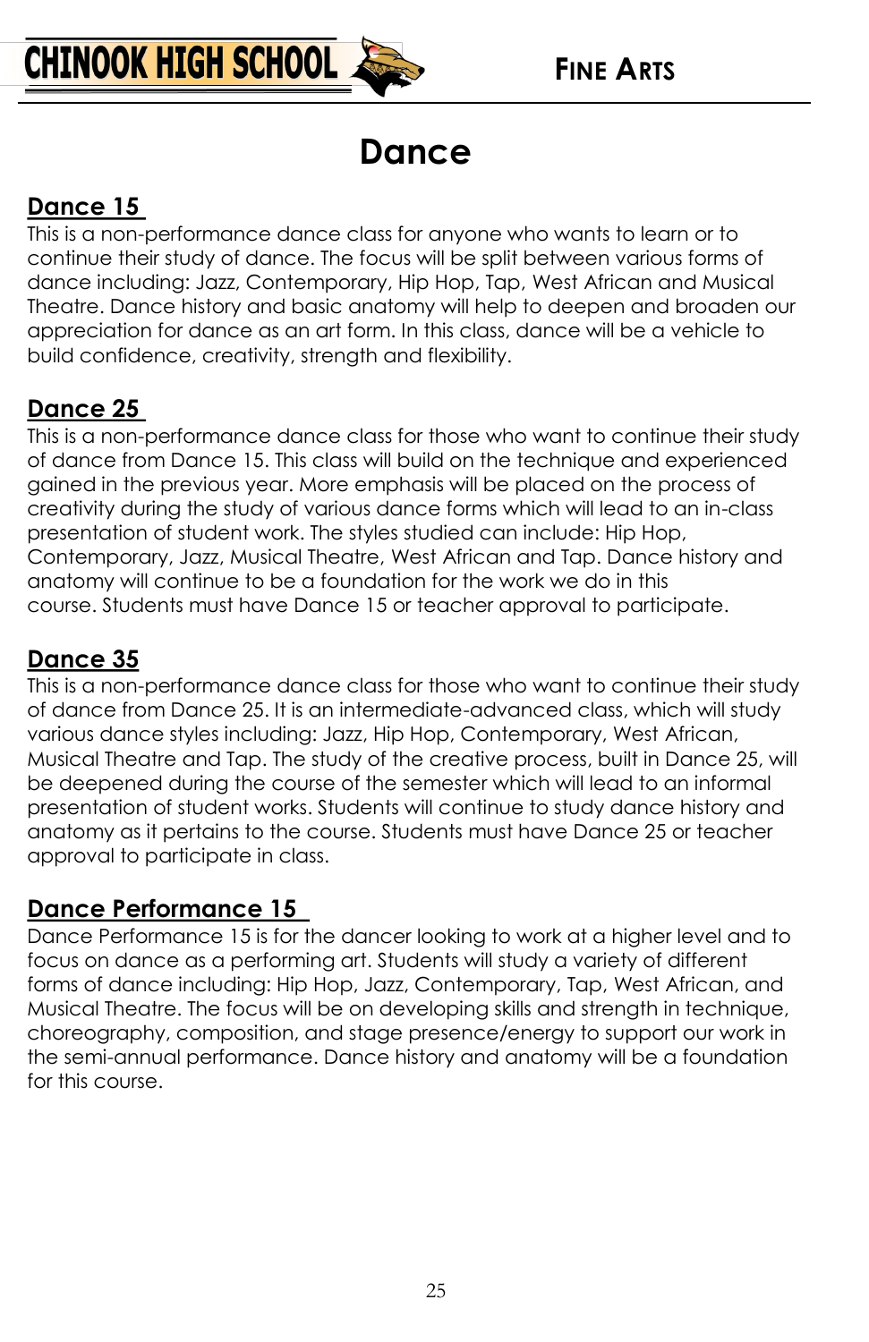# Dance

## Dance 15

This is a non-performance dance class for anyone who wants to learn or to continue their study of dance. The focus will be split between various forms of dance including: Jazz, Contemporary, Hip Hop, Tap, West African and Musical Theatre. Dance history and basic anatomy will help to deepen and broaden our appreciation for dance as an art form. In this class, dance will be a vehicle to build confidence, creativity, strength and flexibility.

## Dance 25

This is a non-performance dance class for those who want to continue their study of dance from Dance 15. This class will build on the technique and experienced gained in the previous year. More emphasis will be placed on the process of creativity during the study of various dance forms which will lead to an in-class presentation of student work. The styles studied can include: Hip Hop, Contemporary, Jazz, Musical Theatre, West African and Tap. Dance history and anatomy will continue to be a foundation for the work we do in this course. Students must have Dance 15 or teacher approval to participate.

## Dance 35

This is a non-performance dance class for those who want to continue their study of dance from Dance 25. It is an intermediate-advanced class, which will study various dance styles including: Jazz, Hip Hop, Contemporary, West African, Musical Theatre and Tap. The study of the creative process, built in Dance 25, will be deepened during the course of the semester which will lead to an informal presentation of student works. Students will continue to study dance history and anatomy as it pertains to the course. Students must have Dance 25 or teacher approval to participate in class.

## Dance Performance 15

Dance Performance 15 is for the dancer looking to work at a higher level and to focus on dance as a performing art. Students will study a variety of different forms of dance including: Hip Hop, Jazz, Contemporary, Tap, West African, and Musical Theatre. The focus will be on developing skills and strength in technique, choreography, composition, and stage presence/energy to support our work in the semi-annual performance. Dance history and anatomy will be a foundation for this course.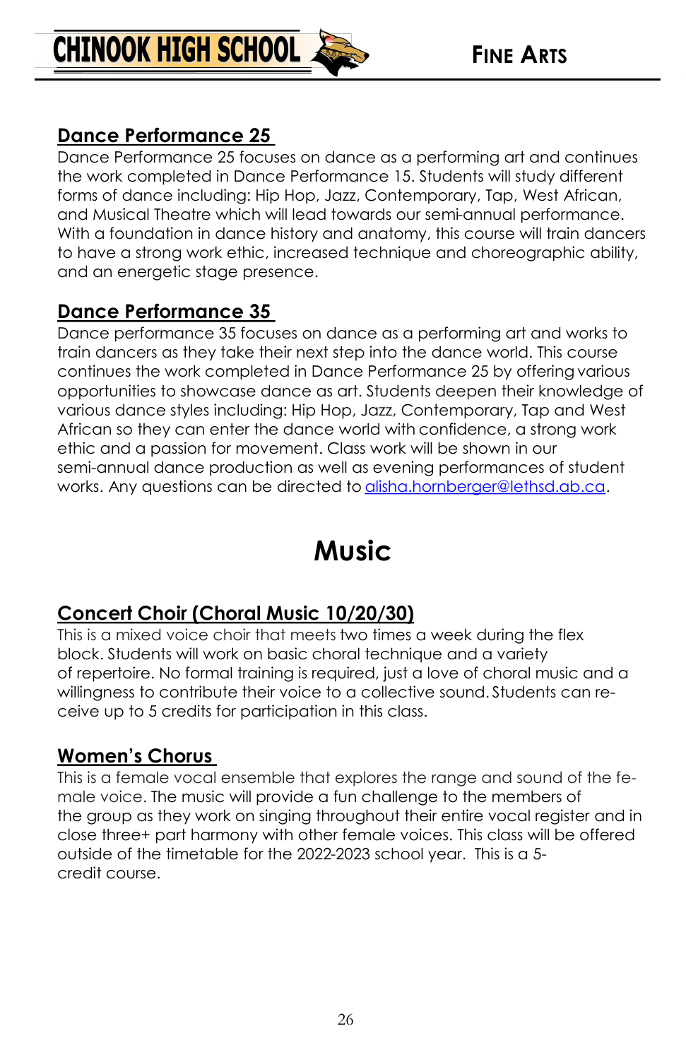## Dance Performance 25

Dance Performance 25 focuses on dance as a performing art and continues the work completed in Dance Performance 15. Students will study different forms of dance including: Hip Hop, Jazz, Contemporary, Tap, West African, and Musical Theatre which will lead towards our semi-annual performance. With a foundation in dance history and anatomy, this course will train dancers to have a strong work ethic, increased technique and choreographic ability, and an energetic stage presence.

## Dance Performance 35

Dance performance 35 focuses on dance as a performing art and works to train dancers as they take their next step into the dance world. This course continues the work completed in Dance Performance 25 by offering various opportunities to showcase dance as art. Students deepen their knowledge of various dance styles including: Hip Hop, Jazz, Contemporary, Tap and West African so they can enter the dance world with confidence, a strong work ethic and a passion for movement. Class work will be shown in our semi-annual dance production as well as evening performances of student works. Any questions can be directed to alisha.hornberger@lethsd.ab.ca.

# Music

## Concert Choir (Choral Music 10/20/30)

This is a mixed voice choir that meets two times a week during the flex block. Students will work on basic choral technique and a variety of repertoire. No formal training is required, just a love of choral music and a willingness to contribute their voice to a collective sound. Students can receive up to 5 credits for participation in this class.

## Women's Chorus

This is a female vocal ensemble that explores the range and sound of the female voice. The music will provide a fun challenge to the members of the group as they work on singing throughout their entire vocal register and in close three+ part harmony with other female voices. This class will be offered outside of the timetable for the 2022-2023 school year. This is a 5-credit course.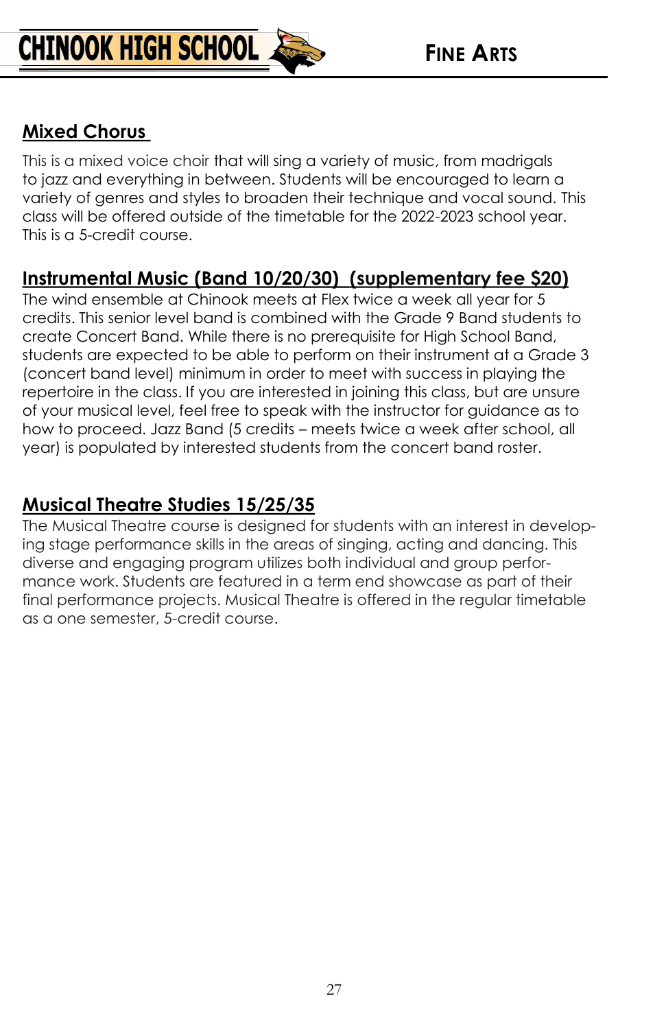## Mixed Chorus

This is a mixed voice choir that will sing a variety of music, from madrigals to jazz and everything in between. Students will be encouraged to learn a variety of genres and styles to broaden their technique and vocal sound. This class will be offered outside of the timetable for the 2022-2023 school year. This is a 5-credit course.

## Instrumental Music (Band 10/20/30) (supplementary fee $20)

The wind ensemble at Chinook meets at Flex twice a week all year for 5 credits. This senior level band is combined with the Grade 9 Band students to create Concert Band. While there is no prerequisite for High School Band, students are expected to be able to perform on their instrument at a Grade 3 (concert band level) minimum in order to meet with success in playing the repertoire in the class. If you are interested in joining this class, but are unsure of your musical level, feel free to speak with the instructor for guidance as to how to proceed. Jazz Band (5 credits – meets twice a week after school, all year) is populated by interested students from the concert band roster.

## Musical Theatre Studies 15/25/35

The Musical Theatre course is designed for students with an interest in developing stage performance skills in the areas of singing, acting and dancing. This diverse and engaging program utilizes both individual and group performance work. Students are featured in a term end showcase as part of their final performance projects. Musical Theatre is offered in the regular timetable as a one semester, 5-credit course.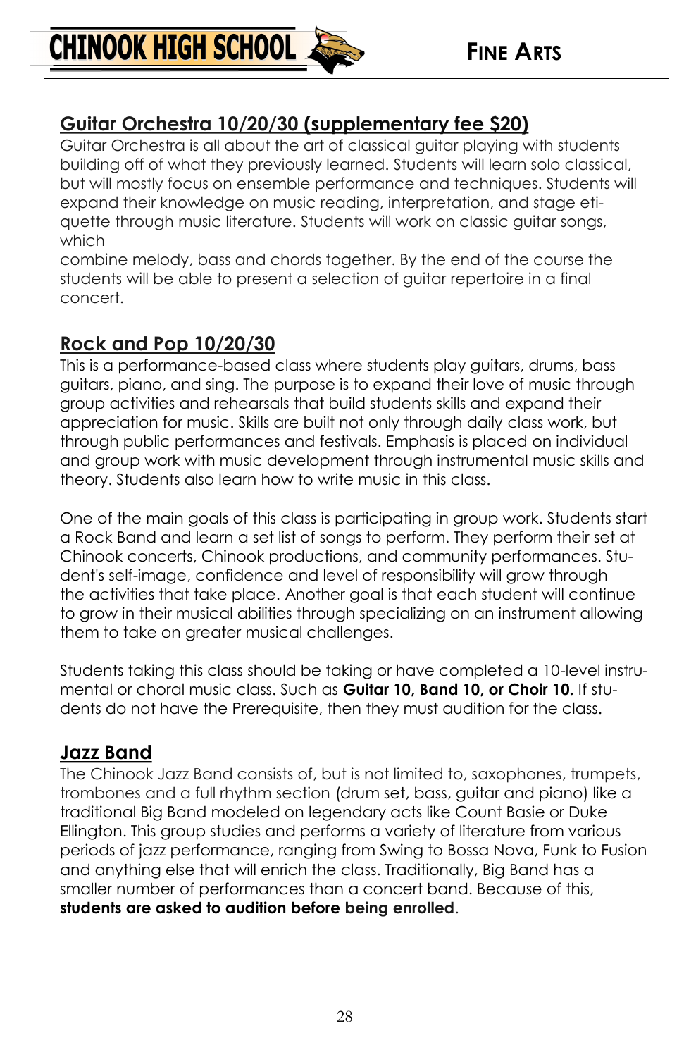## Guitar Orchestra 10/20/30 (supplementary fee $20)

Guitar Orchestra is all about the art of classical guitar playing with students building off of what they previously learned. Students will learn solo classical, but will mostly focus on ensemble performance and techniques. Students will expand their knowledge on music reading, interpretation, and stage etiquette through music literature. Students will work on classic guitar songs, which combine melody, bass and chords together. By the end of the course the students will be able to present a selection of guitar repertoire in a final concert.

## Rock and Pop 10/20/30

This is a performance-based class where students play guitars, drums, bass guitars, piano, and sing. The purpose is to expand their love of music through group activities and rehearsals that build students skills and expand their appreciation for music. Skills are built not only through daily class work, but through public performances and festivals. Emphasis is placed on individual and group work with music development through instrumental music skills and theory. Students also learn how to write music in this class.

One of the main goals of this class is participating in group work. Students start a Rock Band and learn a set list of songs to perform. They perform their set at Chinook concerts, Chinook productions, and community performances. Student's self-image, confidence and level of responsibility will grow through the activities that take place. Another goal is that each student will continue to grow in their musical abilities through specializing on an instrument allowing them to take on greater musical challenges.

Students taking this class should be taking or have completed a 10-level instrumental or choral music class. Such as **Guitar 10, Band 10, or Choir 10.** If students do not have the Prerequisite, then they must audition for the class.

## Jazz Band

The Chinook Jazz Band consists of, but is not limited to, saxophones, trumpets, trombones and a full rhythm section (drum set, bass, guitar and piano) like a traditional Big Band modeled on legendary acts like Count Basie or Duke Ellington. This group studies and performs a variety of literature from various periods of jazz performance, ranging from Swing to Bossa Nova, Funk to Fusion and anything else that will enrich the class. Traditionally, Big Band has a smaller number of performances than a concert band. Because of this, **students are asked to audition before being enrolled**.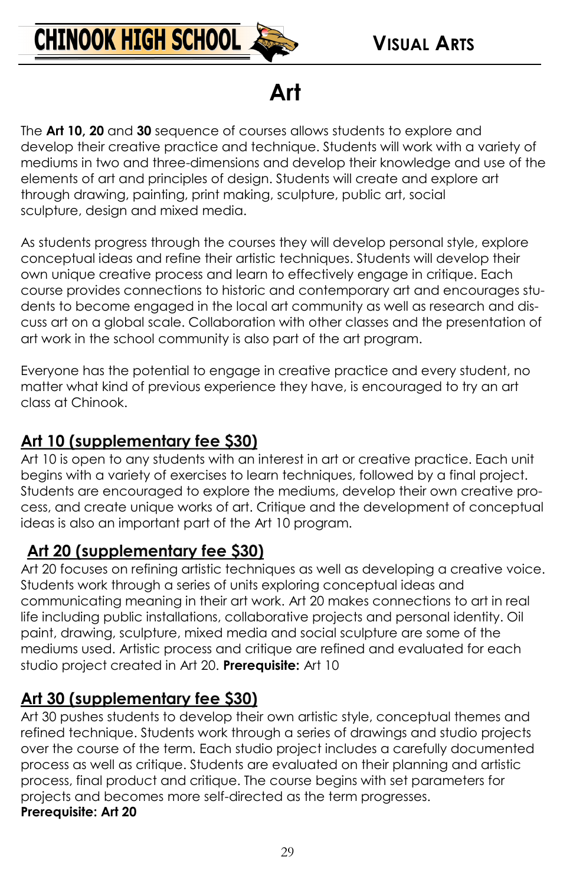# Art

The **Art 10, 20** and **30** sequence of courses allows students to explore and develop their creative practice and technique. Students will work with a variety of mediums in two and three-dimensions and develop their knowledge and use of the elements of art and principles of design. Students will create and explore art through drawing, painting, print making, sculpture, public art, social sculpture, design and mixed media.

As students progress through the courses they will develop personal style, explore conceptual ideas and refine their artistic techniques. Students will develop their own unique creative process and learn to effectively engage in critique. Each course provides connections to historic and contemporary art and encourages students to become engaged in the local art community as well as research and discuss art on a global scale. Collaboration with other classes and the presentation of art work in the school community is also part of the art program.

Everyone has the potential to engage in creative practice and every student, no matter what kind of previous experience they have, is encouraged to try an art class at Chinook.

## Art 10 (supplementary fee $30)

Art 10 is open to any students with an interest in art or creative practice. Each unit begins with a variety of exercises to learn techniques, followed by a final project. Students are encouraged to explore the mediums, develop their own creative process, and create unique works of art. Critique and the development of conceptual ideas is also an important part of the Art 10 program.

## Art 20 (supplementary fee $30)

Art 20 focuses on refining artistic techniques as well as developing a creative voice. Students work through a series of units exploring conceptual ideas and communicating meaning in their art work. Art 20 makes connections to art in real life including public installations, collaborative projects and personal identity. Oil paint, drawing, sculpture, mixed media and social sculpture are some of the mediums used. Artistic process and critique are refined and evaluated for each studio project created in Art 20. **Prerequisite:** Art 10

## Art 30 (supplementary fee $30)

Art 30 pushes students to develop their own artistic style, conceptual themes and refined technique. Students work through a series of drawings and studio projects over the course of the term. Each studio project includes a carefully documented process as well as critique. Students are evaluated on their planning and artistic process, final product and critique. The course begins with set parameters for projects and becomes more self-directed as the term progresses.
**Prerequisite: Art 20**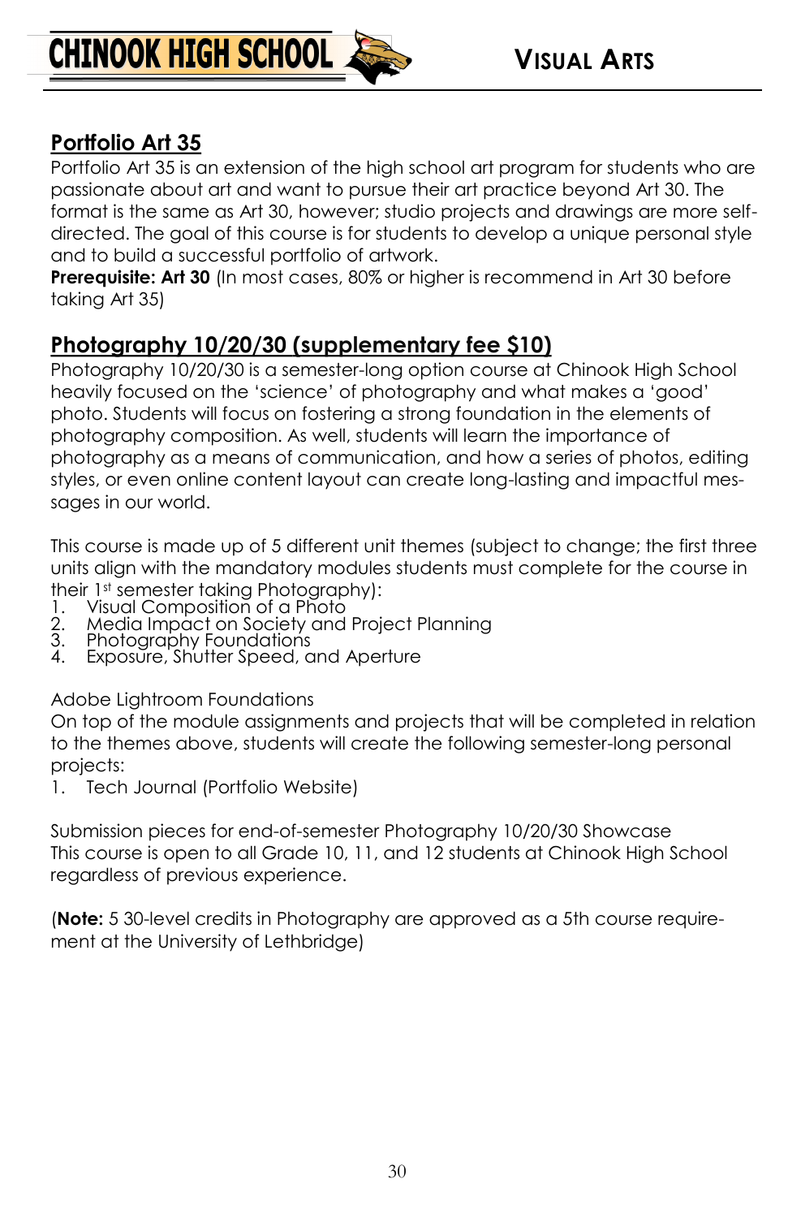## Portfolio Art 35

Portfolio Art 35 is an extension of the high school art program for students who are passionate about art and want to pursue their art practice beyond Art 30. The format is the same as Art 30, however; studio projects and drawings are more self-directed. The goal of this course is for students to develop a unique personal style and to build a successful portfolio of artwork.

**Prerequisite: Art 30** (In most cases, 80% or higher is recommend in Art 30 before taking Art 35)

## Photography 10/20/30 (supplementary fee $10)

Photography 10/20/30 is a semester-long option course at Chinook High School heavily focused on the 'science' of photography and what makes a 'good' photo. Students will focus on fostering a strong foundation in the elements of photography composition. As well, students will learn the importance of photography as a means of communication, and how a series of photos, editing styles, or even online content layout can create long-lasting and impactful messages in our world.

This course is made up of 5 different unit themes (subject to change; the first three units align with the mandatory modules students must complete for the course in their 1st semester taking Photography):

1. Visual Composition of a Photo
2. Media Impact on Society and Project Planning
3. Photography Foundations
4. Exposure, Shutter Speed, and Aperture

Adobe Lightroom Foundations

On top of the module assignments and projects that will be completed in relation to the themes above, students will create the following semester-long personal projects:

1. Tech Journal (Portfolio Website)

Submission pieces for end-of-semester Photography 10/20/30 Showcase

This course is open to all Grade 10, 11, and 12 students at Chinook High School regardless of previous experience.

(**Note:** 5 30-level credits in Photography are approved as a 5th course requirement at the University of Lethbridge)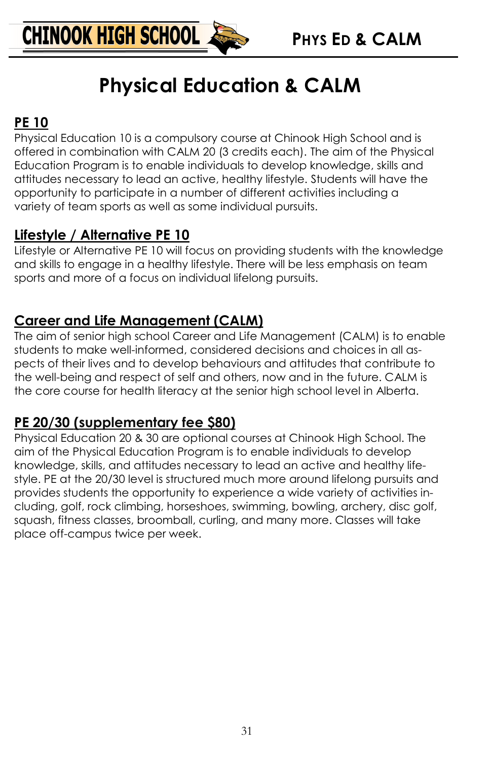# Physical Education & CALM

## PE 10

Physical Education 10 is a compulsory course at Chinook High School and is offered in combination with CALM 20 (3 credits each). The aim of the Physical Education Program is to enable individuals to develop knowledge, skills and attitudes necessary to lead an active, healthy lifestyle. Students will have the opportunity to participate in a number of different activities including a variety of team sports as well as some individual pursuits.

## Lifestyle / Alternative PE 10

Lifestyle or Alternative PE 10 will focus on providing students with the knowledge and skills to engage in a healthy lifestyle. There will be less emphasis on team sports and more of a focus on individual lifelong pursuits.

## Career and Life Management (CALM)

The aim of senior high school Career and Life Management (CALM) is to enable students to make well-informed, considered decisions and choices in all aspects of their lives and to develop behaviours and attitudes that contribute to the well-being and respect of self and others, now and in the future. CALM is the core course for health literacy at the senior high school level in Alberta.

## PE 20/30 (supplementary fee $80)

Physical Education 20 & 30 are optional courses at Chinook High School. The aim of the Physical Education Program is to enable individuals to develop knowledge, skills, and attitudes necessary to lead an active and healthy lifestyle. PE at the 20/30 level is structured much more around lifelong pursuits and provides students the opportunity to experience a wide variety of activities including, golf, rock climbing, horseshoes, swimming, bowling, archery, disc golf, squash, fitness classes, broomball, curling, and many more. Classes will take place off-campus twice per week.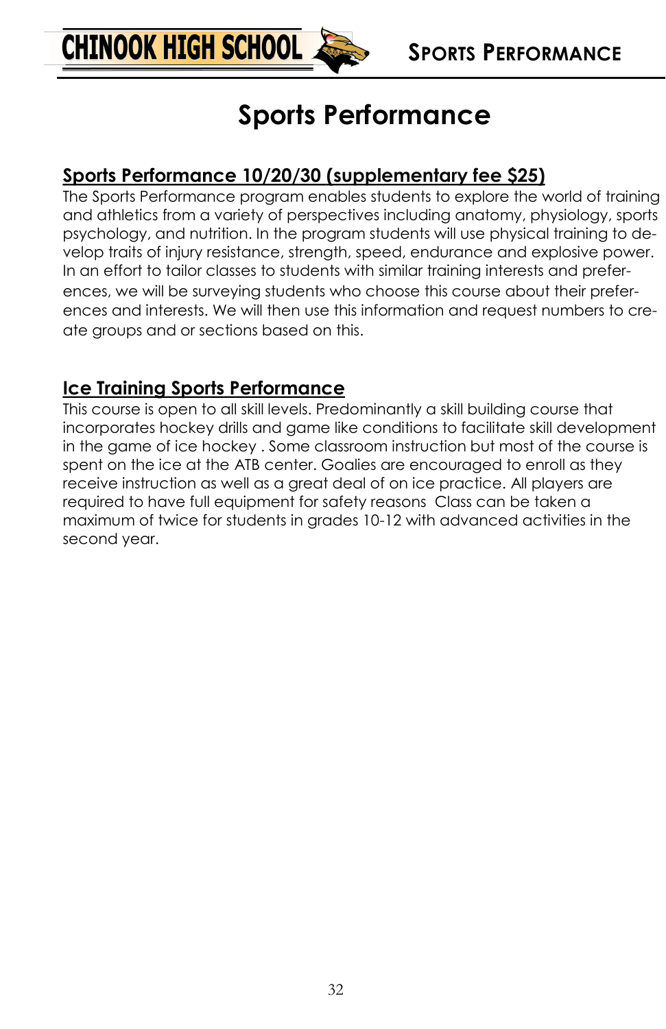# Sports Performance

## Sports Performance 10/20/30 (supplementary fee $25)

The Sports Performance program enables students to explore the world of training and athletics from a variety of perspectives including anatomy, physiology, sports psychology, and nutrition. In the program students will use physical training to develop traits of injury resistance, strength, speed, endurance and explosive power. In an effort to tailor classes to students with similar training interests and preferences, we will be surveying students who choose this course about their preferences and interests. We will then use this information and request numbers to create groups and or sections based on this.

## Ice Training Sports Performance

This course is open to all skill levels. Predominantly a skill building course that incorporates hockey drills and game like conditions to facilitate skill development in the game of ice hockey . Some classroom instruction but most of the course is spent on the ice at the ATB center. Goalies are encouraged to enroll as they receive instruction as well as a great deal of on ice practice. All players are required to have full equipment for safety reasons  Class can be taken a maximum of twice for students in grades 10-12 with advanced activities in the second year.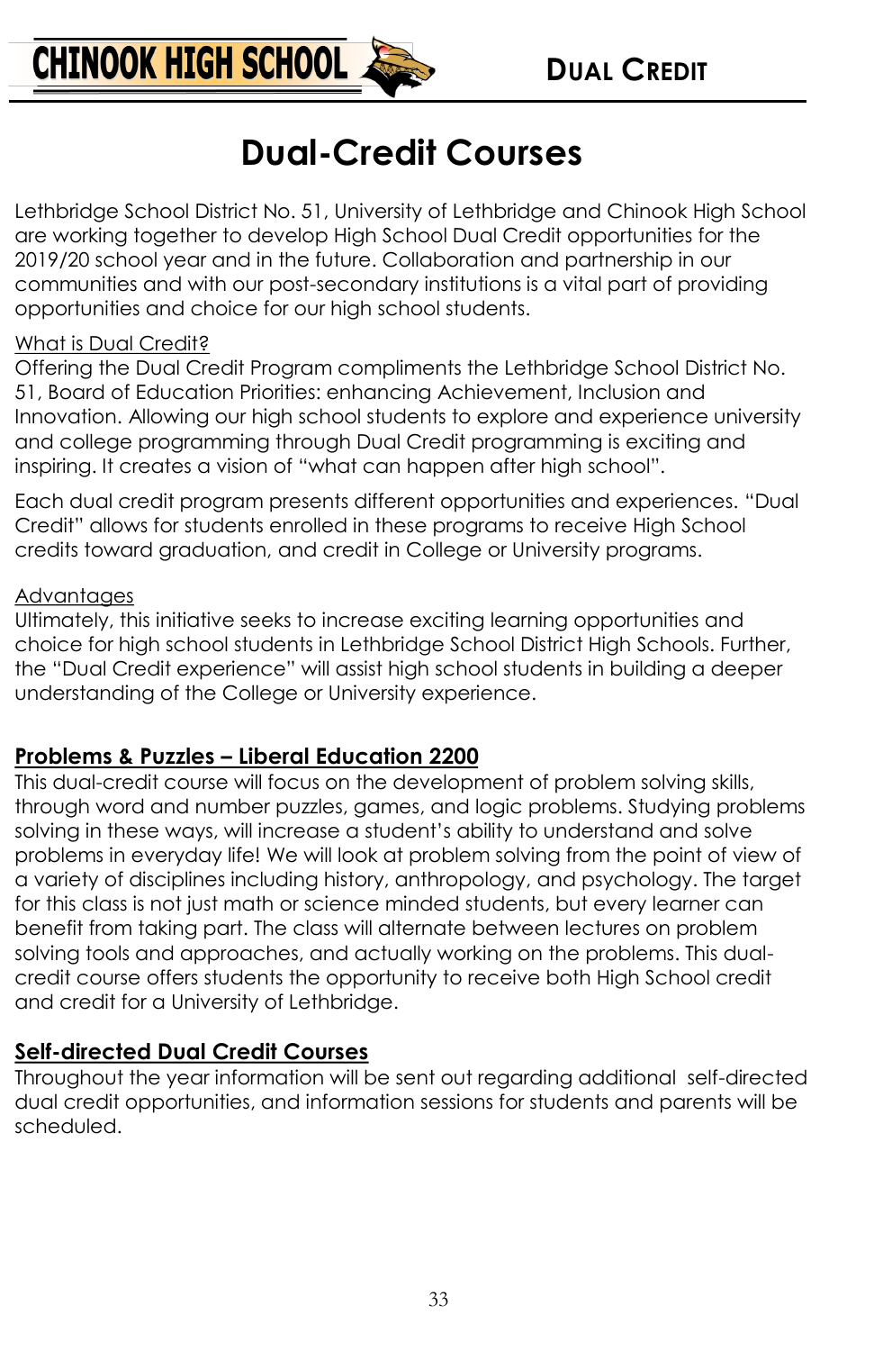# Dual-Credit Courses

Lethbridge School District No. 51, University of Lethbridge and Chinook High School are working together to develop High School Dual Credit opportunities for the 2019/20 school year and in the future. Collaboration and partnership in our communities and with our post-secondary institutions is a vital part of providing opportunities and choice for our high school students.

<u>What is Dual Credit?</u>
Offering the Dual Credit Program compliments the Lethbridge School District No. 51, Board of Education Priorities: enhancing Achievement, Inclusion and Innovation. Allowing our high school students to explore and experience university and college programming through Dual Credit programming is exciting and inspiring. It creates a vision of "what can happen after high school".

Each dual credit program presents different opportunities and experiences. "Dual Credit" allows for students enrolled in these programs to receive High School credits toward graduation, and credit in College or University programs.

<u>Advantages</u>
Ultimately, this initiative seeks to increase exciting learning opportunities and choice for high school students in Lethbridge School District High Schools. Further, the "Dual Credit experience" will assist high school students in building a deeper understanding of the College or University experience.

## Problems & Puzzles – Liberal Education 2200

This dual-credit course will focus on the development of problem solving skills, through word and number puzzles, games, and logic problems. Studying problems solving in these ways, will increase a student's ability to understand and solve problems in everyday life! We will look at problem solving from the point of view of a variety of disciplines including history, anthropology, and psychology. The target for this class is not just math or science minded students, but every learner can benefit from taking part. The class will alternate between lectures on problem solving tools and approaches, and actually working on the problems. This dual-credit course offers students the opportunity to receive both High School credit and credit for a University of Lethbridge.

## Self-directed Dual Credit Courses

Throughout the year information will be sent out regarding additional self-directed dual credit opportunities, and information sessions for students and parents will be scheduled.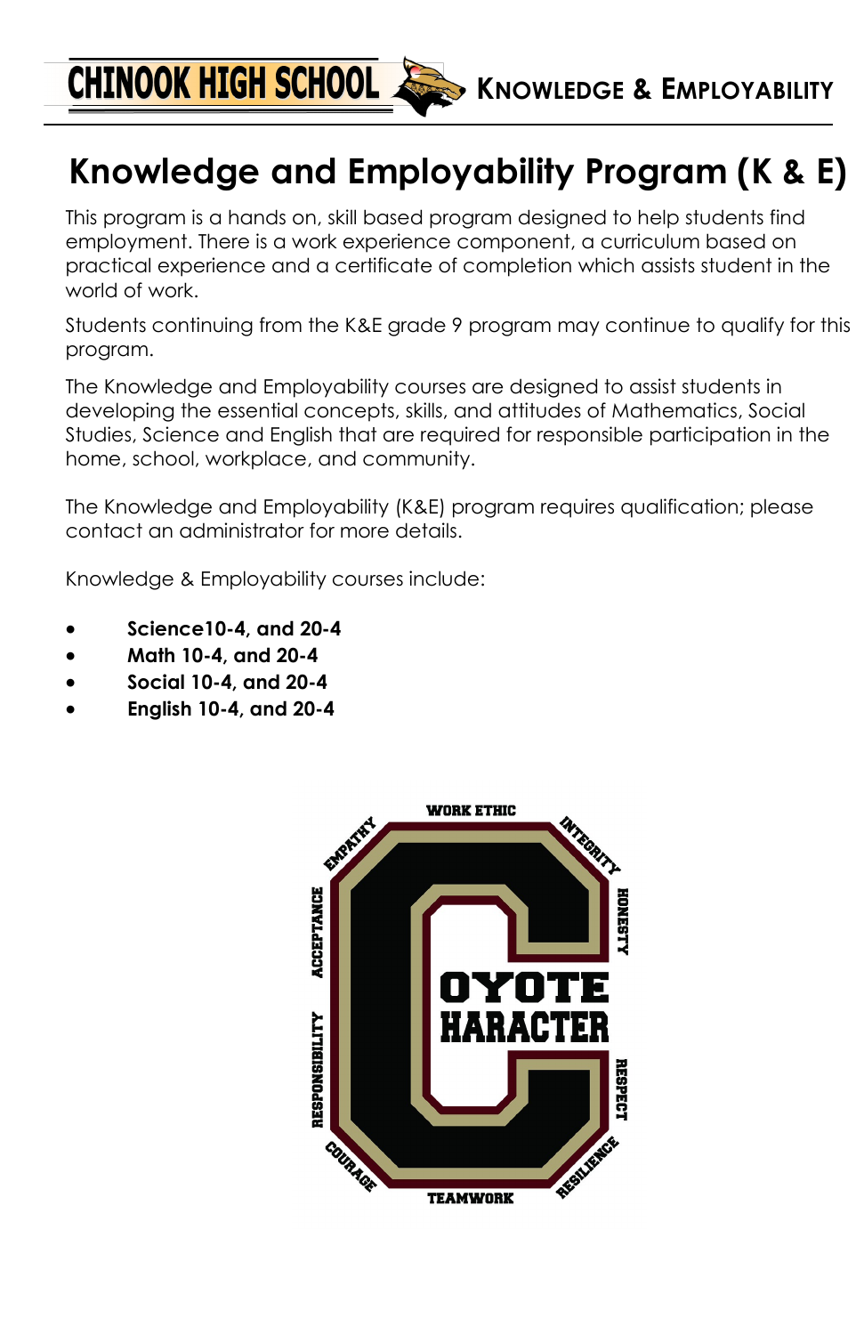# Knowledge and Employability Program (K & E)

This program is a hands on, skill based program designed to help students find employment. There is a work experience component, a curriculum based on practical experience and a certificate of completion which assists student in the world of work.

Students continuing from the K&E grade 9 program may continue to qualify for this program.

The Knowledge and Employability courses are designed to assist students in developing the essential concepts, skills, and attitudes of Mathematics, Social Studies, Science and English that are required for responsible participation in the home, school, workplace, and community.

The Knowledge and Employability (K&E) program requires qualification; please contact an administrator for more details.

Knowledge & Employability courses include:

- **Science10-4, and 20-4**
- **Math 10-4, and 20-4**
- **Social 10-4, and 20-4**
- **English 10-4, and 20-4**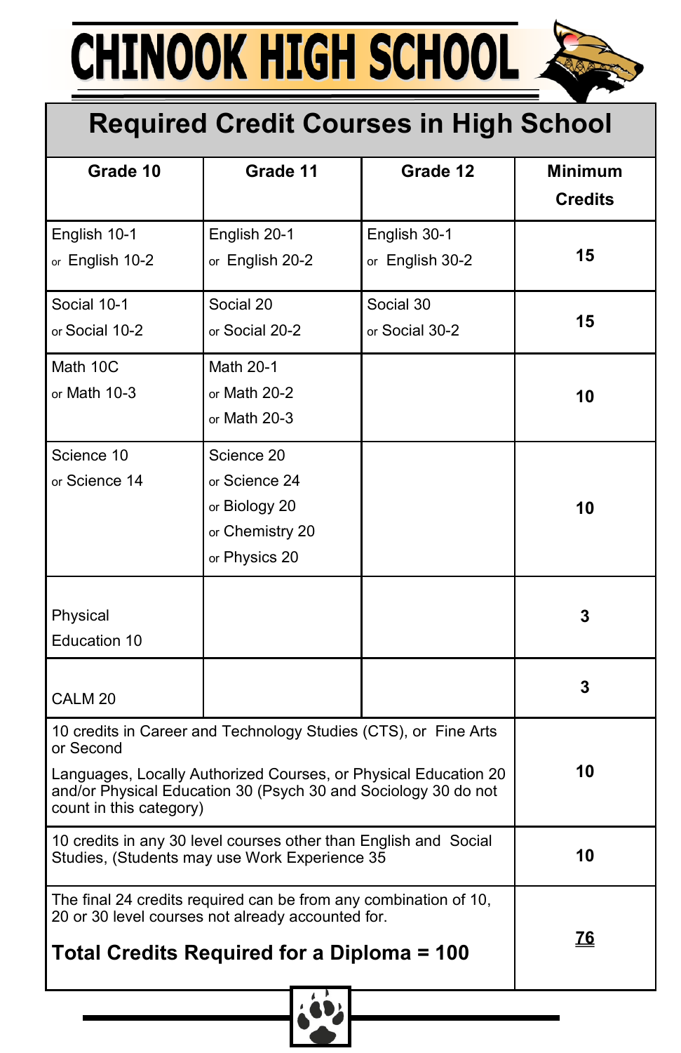# CHINOOK HIGH SCHOOL

## Required Credit Courses in High School

| Grade 10 | Grade 11 | Grade 12 | Minimum Credits |
|---|---|---|---|
| English 10-1 or English 10-2 | English 20-1 or English 20-2 | English 30-1 or English 30-2 | 15 |
| Social 10-1 or Social 10-2 | Social 20 or Social 20-2 | Social 30 or Social 30-2 | 15 |
| Math 10C or Math 10-3 | Math 20-1 or Math 20-2 or Math 20-3 | | 10 |
| Science 10 or Science 14 | Science 20 or Science 24 or Biology 20 or Chemistry 20 or Physics 20 | | 10 |
| Physical Education 10 | | | 3 |
| CALM 20 | | | 3 |
| 10 credits in Career and Technology Studies (CTS), or Fine Arts or Second Languages, Locally Authorized Courses, or Physical Education 20 and/or Physical Education 30 (Psych 30 and Sociology 30 do not count in this category) | | | 10 |
| 10 credits in any 30 level courses other than English and Social Studies, (Students may use Work Experience 35 | | | 10 |
| The final 24 credits required can be from any combination of 10, 20 or 30 level courses not already accounted for. **Total Credits Required for a Diploma = 100** | | | 76 |